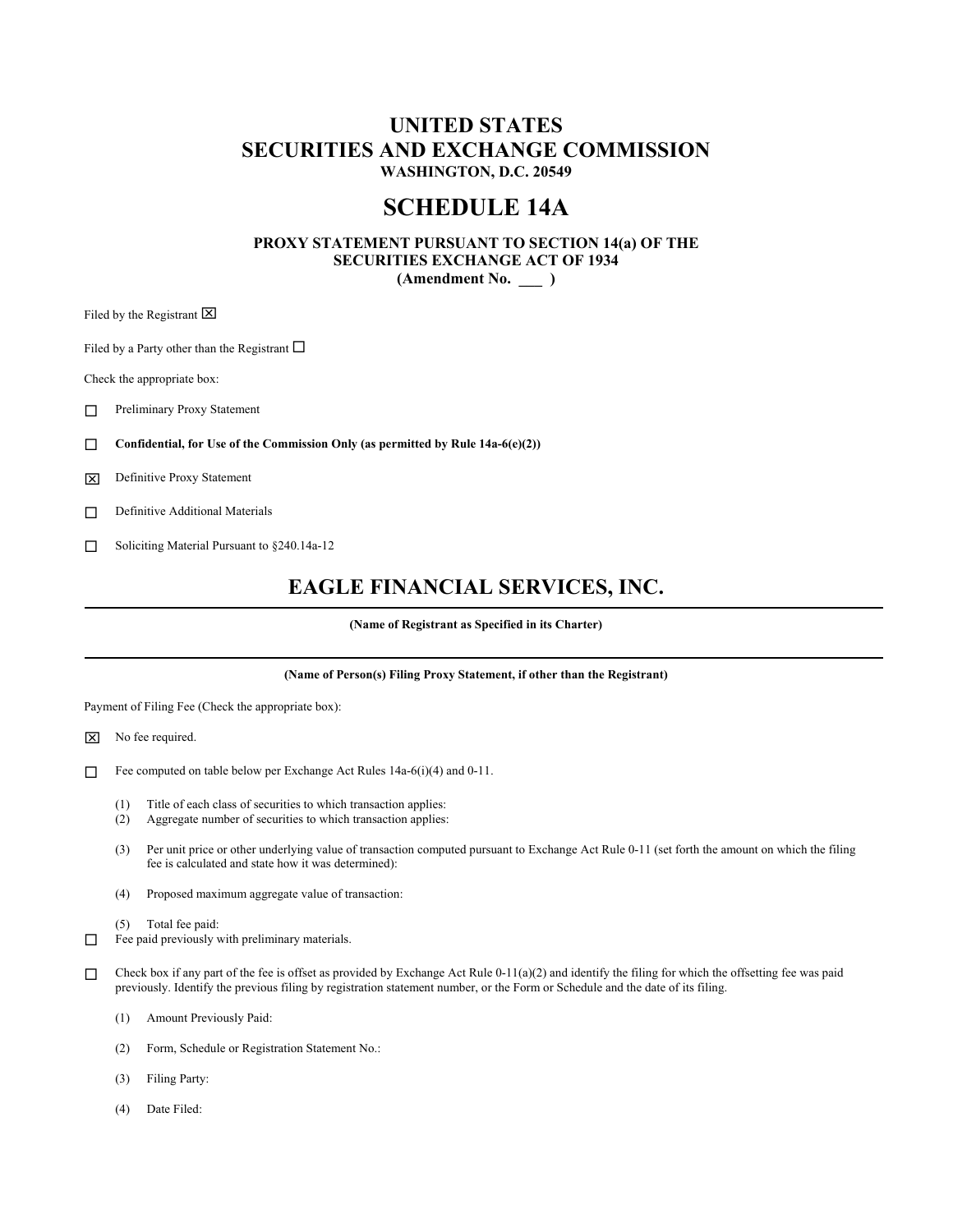# UNITED STATES
# SECURITIES AND EXCHANGE COMMISSION

**WASHINGTON, D.C. 20549**

# SCHEDULE 14A

**PROXY STATEMENT PURSUANT TO SECTION 14(a) OF THE SECURITIES EXCHANGE ACT OF 1934**
**(Amendment No. \_\_\_ )**

Filed by the Registrant ☒

Filed by a Party other than the Registrant ☐

Check the appropriate box:

☐ Preliminary Proxy Statement

☐ **Confidential, for Use of the Commission Only (as permitted by Rule 14a-6(e)(2))**

☒ Definitive Proxy Statement

☐ Definitive Additional Materials

☐ Soliciting Material Pursuant to §240.14a-12

# EAGLE FINANCIAL SERVICES, INC.

**(Name of Registrant as Specified in its Charter)**

**(Name of Person(s) Filing Proxy Statement, if other than the Registrant)**

Payment of Filing Fee (Check the appropriate box):

☒ No fee required.

☐ Fee computed on table below per Exchange Act Rules 14a-6(i)(4) and 0-11.

(1) Title of each class of securities to which transaction applies:

(2) Aggregate number of securities to which transaction applies:

(3) Per unit price or other underlying value of transaction computed pursuant to Exchange Act Rule 0-11 (set forth the amount on which the filing fee is calculated and state how it was determined):

(4) Proposed maximum aggregate value of transaction:

(5) Total fee paid:

☐ Fee paid previously with preliminary materials.

☐ Check box if any part of the fee is offset as provided by Exchange Act Rule 0-11(a)(2) and identify the filing for which the offsetting fee was paid previously. Identify the previous filing by registration statement number, or the Form or Schedule and the date of its filing.

(1) Amount Previously Paid:

(2) Form, Schedule or Registration Statement No.:

(3) Filing Party:

(4) Date Filed: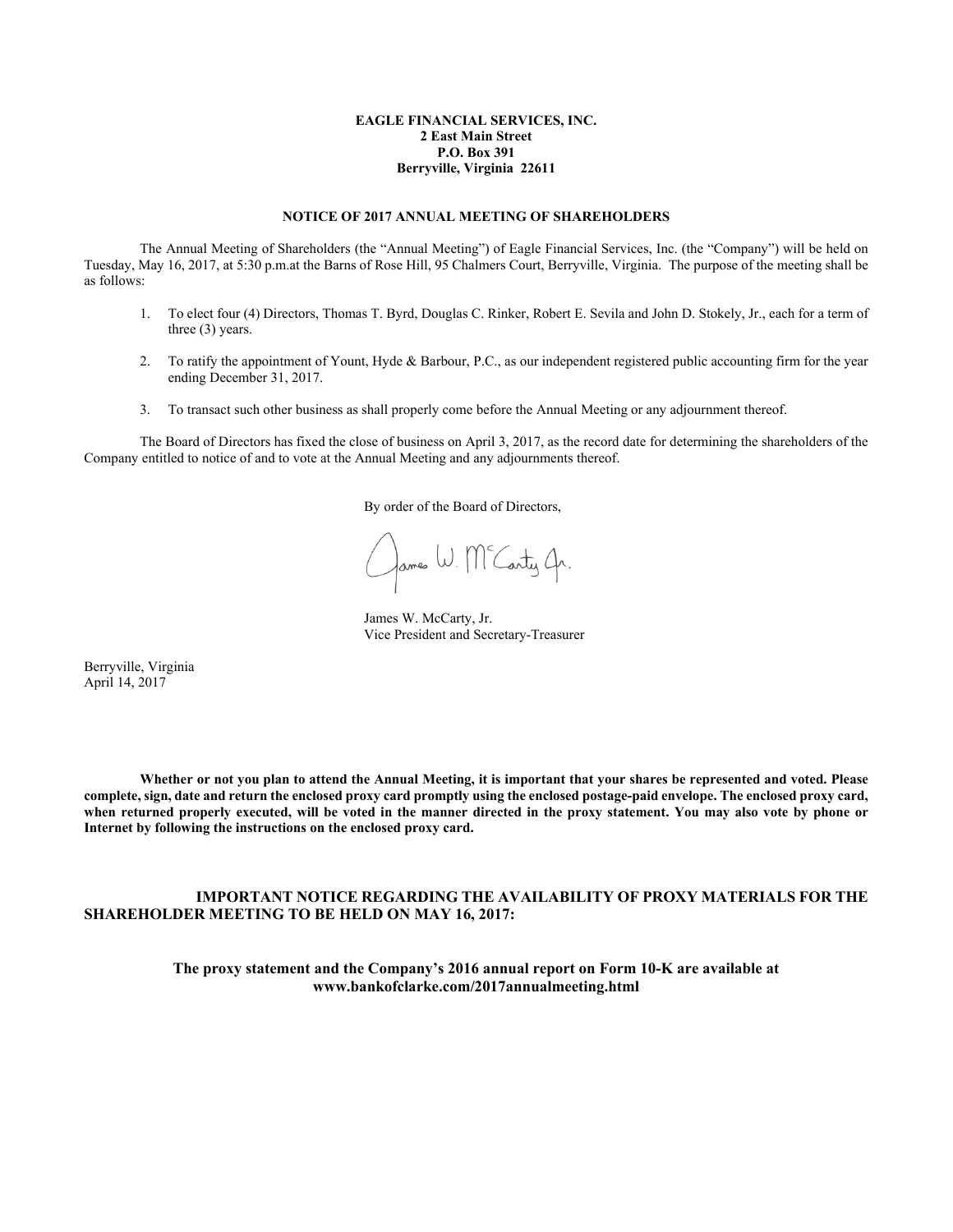**EAGLE FINANCIAL SERVICES, INC.**
**2 East Main Street**
**P.O. Box 391**
**Berryville, Virginia 22611**

## NOTICE OF 2017 ANNUAL MEETING OF SHAREHOLDERS

The Annual Meeting of Shareholders (the "Annual Meeting") of Eagle Financial Services, Inc. (the "Company") will be held on Tuesday, May 16, 2017, at 5:30 p.m.at the Barns of Rose Hill, 95 Chalmers Court, Berryville, Virginia. The purpose of the meeting shall be as follows:

1. To elect four (4) Directors, Thomas T. Byrd, Douglas C. Rinker, Robert E. Sevila and John D. Stokely, Jr., each for a term of three (3) years.
2. To ratify the appointment of Yount, Hyde & Barbour, P.C., as our independent registered public accounting firm for the year ending December 31, 2017.
3. To transact such other business as shall properly come before the Annual Meeting or any adjournment thereof.

The Board of Directors has fixed the close of business on April 3, 2017, as the record date for determining the shareholders of the Company entitled to notice of and to vote at the Annual Meeting and any adjournments thereof.

By order of the Board of Directors,

James W. McCarty, Jr.
Vice President and Secretary-Treasurer

Berryville, Virginia
April 14, 2017

**Whether or not you plan to attend the Annual Meeting, it is important that your shares be represented and voted. Please complete, sign, date and return the enclosed proxy card promptly using the enclosed postage-paid envelope. The enclosed proxy card, when returned properly executed, will be voted in the manner directed in the proxy statement. You may also vote by phone or Internet by following the instructions on the enclosed proxy card.**

**IMPORTANT NOTICE REGARDING THE AVAILABILITY OF PROXY MATERIALS FOR THE SHAREHOLDER MEETING TO BE HELD ON MAY 16, 2017:**

**The proxy statement and the Company's 2016 annual report on Form 10-K are available at www.bankofclarke.com/2017annualmeeting.html**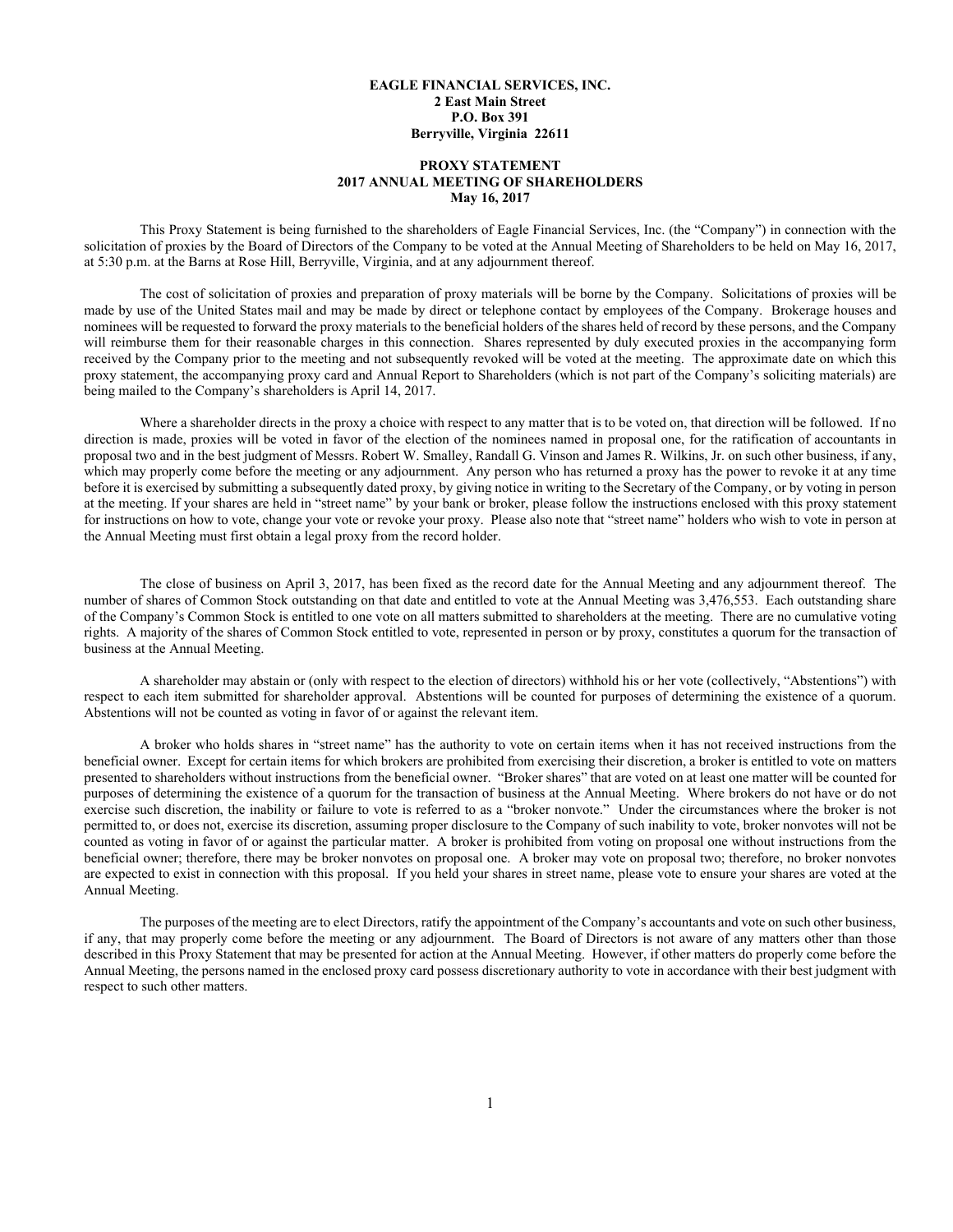**EAGLE FINANCIAL SERVICES, INC.**
**2 East Main Street**
**P.O. Box 391**
**Berryville, Virginia 22611**

**PROXY STATEMENT**
**2017 ANNUAL MEETING OF SHAREHOLDERS**
**May 16, 2017**

This Proxy Statement is being furnished to the shareholders of Eagle Financial Services, Inc. (the "Company") in connection with the solicitation of proxies by the Board of Directors of the Company to be voted at the Annual Meeting of Shareholders to be held on May 16, 2017, at 5:30 p.m. at the Barns at Rose Hill, Berryville, Virginia, and at any adjournment thereof.

The cost of solicitation of proxies and preparation of proxy materials will be borne by the Company. Solicitations of proxies will be made by use of the United States mail and may be made by direct or telephone contact by employees of the Company. Brokerage houses and nominees will be requested to forward the proxy materials to the beneficial holders of the shares held of record by these persons, and the Company will reimburse them for their reasonable charges in this connection. Shares represented by duly executed proxies in the accompanying form received by the Company prior to the meeting and not subsequently revoked will be voted at the meeting. The approximate date on which this proxy statement, the accompanying proxy card and Annual Report to Shareholders (which is not part of the Company's soliciting materials) are being mailed to the Company's shareholders is April 14, 2017.

Where a shareholder directs in the proxy a choice with respect to any matter that is to be voted on, that direction will be followed. If no direction is made, proxies will be voted in favor of the election of the nominees named in proposal one, for the ratification of accountants in proposal two and in the best judgment of Messrs. Robert W. Smalley, Randall G. Vinson and James R. Wilkins, Jr. on such other business, if any, which may properly come before the meeting or any adjournment. Any person who has returned a proxy has the power to revoke it at any time before it is exercised by submitting a subsequently dated proxy, by giving notice in writing to the Secretary of the Company, or by voting in person at the meeting. If your shares are held in "street name" by your bank or broker, please follow the instructions enclosed with this proxy statement for instructions on how to vote, change your vote or revoke your proxy. Please also note that "street name" holders who wish to vote in person at the Annual Meeting must first obtain a legal proxy from the record holder.

The close of business on April 3, 2017, has been fixed as the record date for the Annual Meeting and any adjournment thereof. The number of shares of Common Stock outstanding on that date and entitled to vote at the Annual Meeting was 3,476,553. Each outstanding share of the Company's Common Stock is entitled to one vote on all matters submitted to shareholders at the meeting. There are no cumulative voting rights. A majority of the shares of Common Stock entitled to vote, represented in person or by proxy, constitutes a quorum for the transaction of business at the Annual Meeting.

A shareholder may abstain or (only with respect to the election of directors) withhold his or her vote (collectively, "Abstentions") with respect to each item submitted for shareholder approval. Abstentions will be counted for purposes of determining the existence of a quorum. Abstentions will not be counted as voting in favor of or against the relevant item.

A broker who holds shares in "street name" has the authority to vote on certain items when it has not received instructions from the beneficial owner. Except for certain items for which brokers are prohibited from exercising their discretion, a broker is entitled to vote on matters presented to shareholders without instructions from the beneficial owner. "Broker shares" that are voted on at least one matter will be counted for purposes of determining the existence of a quorum for the transaction of business at the Annual Meeting. Where brokers do not have or do not exercise such discretion, the inability or failure to vote is referred to as a "broker nonvote." Under the circumstances where the broker is not permitted to, or does not, exercise its discretion, assuming proper disclosure to the Company of such inability to vote, broker nonvotes will not be counted as voting in favor of or against the particular matter. A broker is prohibited from voting on proposal one without instructions from the beneficial owner; therefore, there may be broker nonvotes on proposal one. A broker may vote on proposal two; therefore, no broker nonvotes are expected to exist in connection with this proposal. If you held your shares in street name, please vote to ensure your shares are voted at the Annual Meeting.

The purposes of the meeting are to elect Directors, ratify the appointment of the Company's accountants and vote on such other business, if any, that may properly come before the meeting or any adjournment. The Board of Directors is not aware of any matters other than those described in this Proxy Statement that may be presented for action at the Annual Meeting. However, if other matters do properly come before the Annual Meeting, the persons named in the enclosed proxy card possess discretionary authority to vote in accordance with their best judgment with respect to such other matters.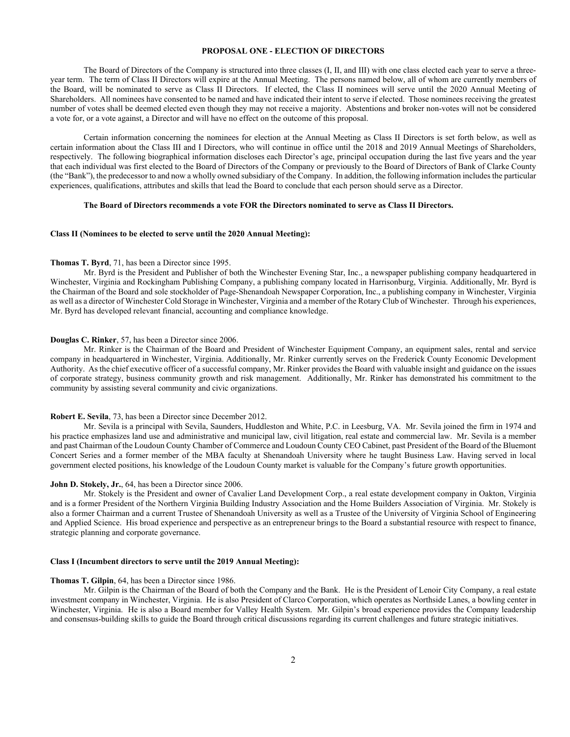## PROPOSAL ONE - ELECTION OF DIRECTORS

The Board of Directors of the Company is structured into three classes (I, II, and III) with one class elected each year to serve a three-year term. The term of Class II Directors will expire at the Annual Meeting. The persons named below, all of whom are currently members of the Board, will be nominated to serve as Class II Directors. If elected, the Class II nominees will serve until the 2020 Annual Meeting of Shareholders. All nominees have consented to be named and have indicated their intent to serve if elected. Those nominees receiving the greatest number of votes shall be deemed elected even though they may not receive a majority. Abstentions and broker non-votes will not be considered a vote for, or a vote against, a Director and will have no effect on the outcome of this proposal.

Certain information concerning the nominees for election at the Annual Meeting as Class II Directors is set forth below, as well as certain information about the Class III and I Directors, who will continue in office until the 2018 and 2019 Annual Meetings of Shareholders, respectively. The following biographical information discloses each Director's age, principal occupation during the last five years and the year that each individual was first elected to the Board of Directors of the Company or previously to the Board of Directors of Bank of Clarke County (the "Bank"), the predecessor to and now a wholly owned subsidiary of the Company. In addition, the following information includes the particular experiences, qualifications, attributes and skills that lead the Board to conclude that each person should serve as a Director.

**The Board of Directors recommends a vote FOR the Directors nominated to serve as Class II Directors.**

**Class II (Nominees to be elected to serve until the 2020 Annual Meeting):**

**Thomas T. Byrd**, 71, has been a Director since 1995.

Mr. Byrd is the President and Publisher of both the Winchester Evening Star, Inc., a newspaper publishing company headquartered in Winchester, Virginia and Rockingham Publishing Company, a publishing company located in Harrisonburg, Virginia. Additionally, Mr. Byrd is the Chairman of the Board and sole stockholder of Page-Shenandoah Newspaper Corporation, Inc., a publishing company in Winchester, Virginia as well as a director of Winchester Cold Storage in Winchester, Virginia and a member of the Rotary Club of Winchester. Through his experiences, Mr. Byrd has developed relevant financial, accounting and compliance knowledge.

**Douglas C. Rinker**, 57, has been a Director since 2006.

Mr. Rinker is the Chairman of the Board and President of Winchester Equipment Company, an equipment sales, rental and service company in headquartered in Winchester, Virginia. Additionally, Mr. Rinker currently serves on the Frederick County Economic Development Authority. As the chief executive officer of a successful company, Mr. Rinker provides the Board with valuable insight and guidance on the issues of corporate strategy, business community growth and risk management. Additionally, Mr. Rinker has demonstrated his commitment to the community by assisting several community and civic organizations.

**Robert E. Sevila**, 73, has been a Director since December 2012.

Mr. Sevila is a principal with Sevila, Saunders, Huddleston and White, P.C. in Leesburg, VA. Mr. Sevila joined the firm in 1974 and his practice emphasizes land use and administrative and municipal law, civil litigation, real estate and commercial law. Mr. Sevila is a member and past Chairman of the Loudoun County Chamber of Commerce and Loudoun County CEO Cabinet, past President of the Board of the Bluemont Concert Series and a former member of the MBA faculty at Shenandoah University where he taught Business Law. Having served in local government elected positions, his knowledge of the Loudoun County market is valuable for the Company's future growth opportunities.

**John D. Stokely, Jr.**, 64, has been a Director since 2006.

Mr. Stokely is the President and owner of Cavalier Land Development Corp., a real estate development company in Oakton, Virginia and is a former President of the Northern Virginia Building Industry Association and the Home Builders Association of Virginia. Mr. Stokely is also a former Chairman and a current Trustee of Shenandoah University as well as a Trustee of the University of Virginia School of Engineering and Applied Science. His broad experience and perspective as an entrepreneur brings to the Board a substantial resource with respect to finance, strategic planning and corporate governance.

**Class I (Incumbent directors to serve until the 2019 Annual Meeting):**

**Thomas T. Gilpin**, 64, has been a Director since 1986.

Mr. Gilpin is the Chairman of the Board of both the Company and the Bank. He is the President of Lenoir City Company, a real estate investment company in Winchester, Virginia. He is also President of Clarco Corporation, which operates as Northside Lanes, a bowling center in Winchester, Virginia. He is also a Board member for Valley Health System. Mr. Gilpin's broad experience provides the Company leadership and consensus-building skills to guide the Board through critical discussions regarding its current challenges and future strategic initiatives.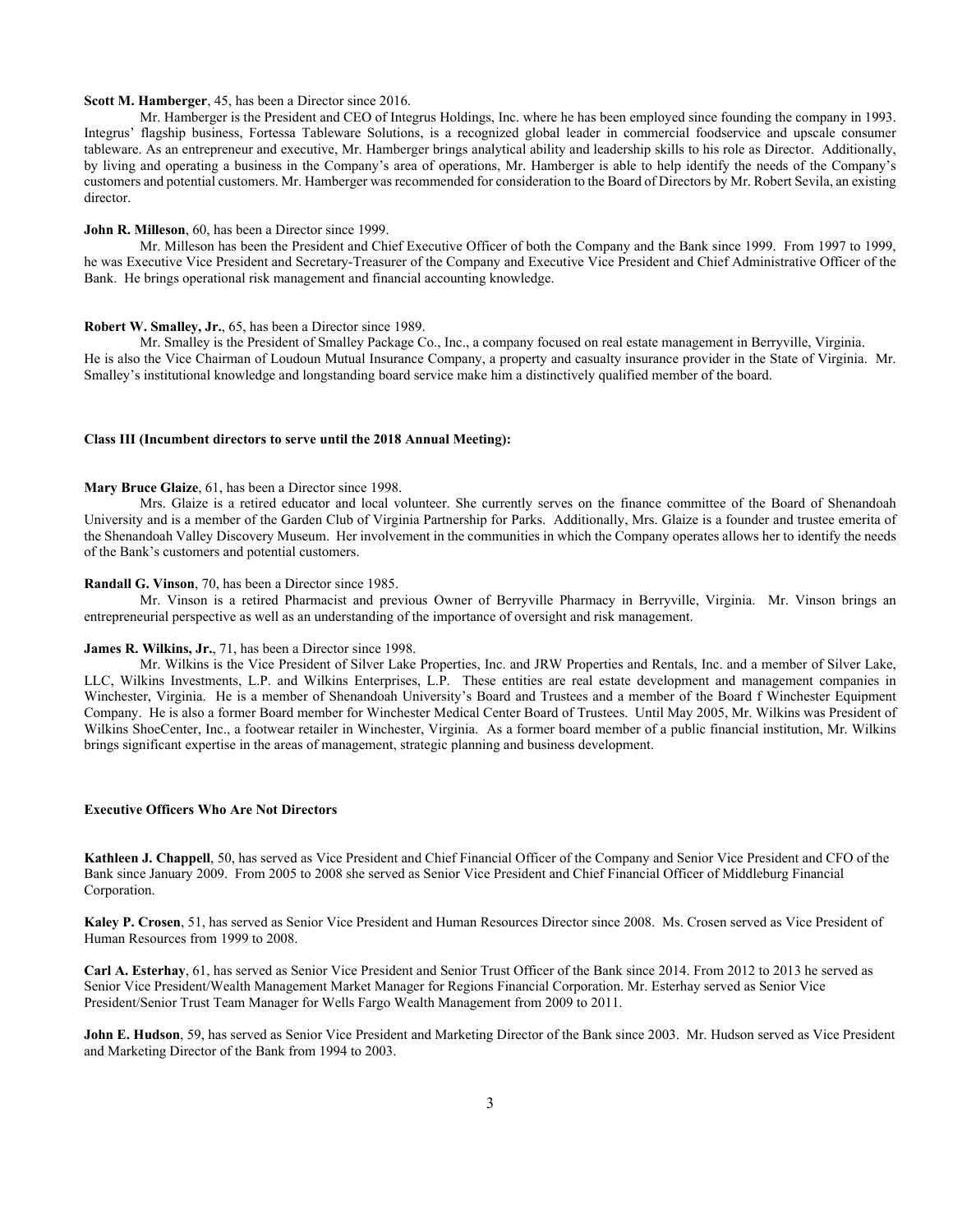**Scott M. Hamberger**, 45, has been a Director since 2016.

Mr. Hamberger is the President and CEO of Integrus Holdings, Inc. where he has been employed since founding the company in 1993. Integrus' flagship business, Fortessa Tableware Solutions, is a recognized global leader in commercial foodservice and upscale consumer tableware. As an entrepreneur and executive, Mr. Hamberger brings analytical ability and leadership skills to his role as Director. Additionally, by living and operating a business in the Company's area of operations, Mr. Hamberger is able to help identify the needs of the Company's customers and potential customers. Mr. Hamberger was recommended for consideration to the Board of Directors by Mr. Robert Sevila, an existing director.

**John R. Milleson**, 60, has been a Director since 1999.

Mr. Milleson has been the President and Chief Executive Officer of both the Company and the Bank since 1999. From 1997 to 1999, he was Executive Vice President and Secretary-Treasurer of the Company and Executive Vice President and Chief Administrative Officer of the Bank. He brings operational risk management and financial accounting knowledge.

**Robert W. Smalley, Jr.**, 65, has been a Director since 1989.

Mr. Smalley is the President of Smalley Package Co., Inc., a company focused on real estate management in Berryville, Virginia. He is also the Vice Chairman of Loudoun Mutual Insurance Company, a property and casualty insurance provider in the State of Virginia. Mr. Smalley's institutional knowledge and longstanding board service make him a distinctively qualified member of the board.

**Class III (Incumbent directors to serve until the 2018 Annual Meeting):**

**Mary Bruce Glaize**, 61, has been a Director since 1998.

Mrs. Glaize is a retired educator and local volunteer. She currently serves on the finance committee of the Board of Shenandoah University and is a member of the Garden Club of Virginia Partnership for Parks. Additionally, Mrs. Glaize is a founder and trustee emerita of the Shenandoah Valley Discovery Museum. Her involvement in the communities in which the Company operates allows her to identify the needs of the Bank's customers and potential customers.

**Randall G. Vinson**, 70, has been a Director since 1985.

Mr. Vinson is a retired Pharmacist and previous Owner of Berryville Pharmacy in Berryville, Virginia. Mr. Vinson brings an entrepreneurial perspective as well as an understanding of the importance of oversight and risk management.

**James R. Wilkins, Jr.**, 71, has been a Director since 1998.

Mr. Wilkins is the Vice President of Silver Lake Properties, Inc. and JRW Properties and Rentals, Inc. and a member of Silver Lake, LLC, Wilkins Investments, L.P. and Wilkins Enterprises, L.P. These entities are real estate development and management companies in Winchester, Virginia. He is a member of Shenandoah University's Board and Trustees and a member of the Board f Winchester Equipment Company. He is also a former Board member for Winchester Medical Center Board of Trustees. Until May 2005, Mr. Wilkins was President of Wilkins ShoeCenter, Inc., a footwear retailer in Winchester, Virginia. As a former board member of a public financial institution, Mr. Wilkins brings significant expertise in the areas of management, strategic planning and business development.

**Executive Officers Who Are Not Directors**

**Kathleen J. Chappell**, 50, has served as Vice President and Chief Financial Officer of the Company and Senior Vice President and CFO of the Bank since January 2009. From 2005 to 2008 she served as Senior Vice President and Chief Financial Officer of Middleburg Financial Corporation.

**Kaley P. Crosen**, 51, has served as Senior Vice President and Human Resources Director since 2008. Ms. Crosen served as Vice President of Human Resources from 1999 to 2008.

**Carl A. Esterhay**, 61, has served as Senior Vice President and Senior Trust Officer of the Bank since 2014. From 2012 to 2013 he served as Senior Vice President/Wealth Management Market Manager for Regions Financial Corporation. Mr. Esterhay served as Senior Vice President/Senior Trust Team Manager for Wells Fargo Wealth Management from 2009 to 2011.

**John E. Hudson**, 59, has served as Senior Vice President and Marketing Director of the Bank since 2003. Mr. Hudson served as Vice President and Marketing Director of the Bank from 1994 to 2003.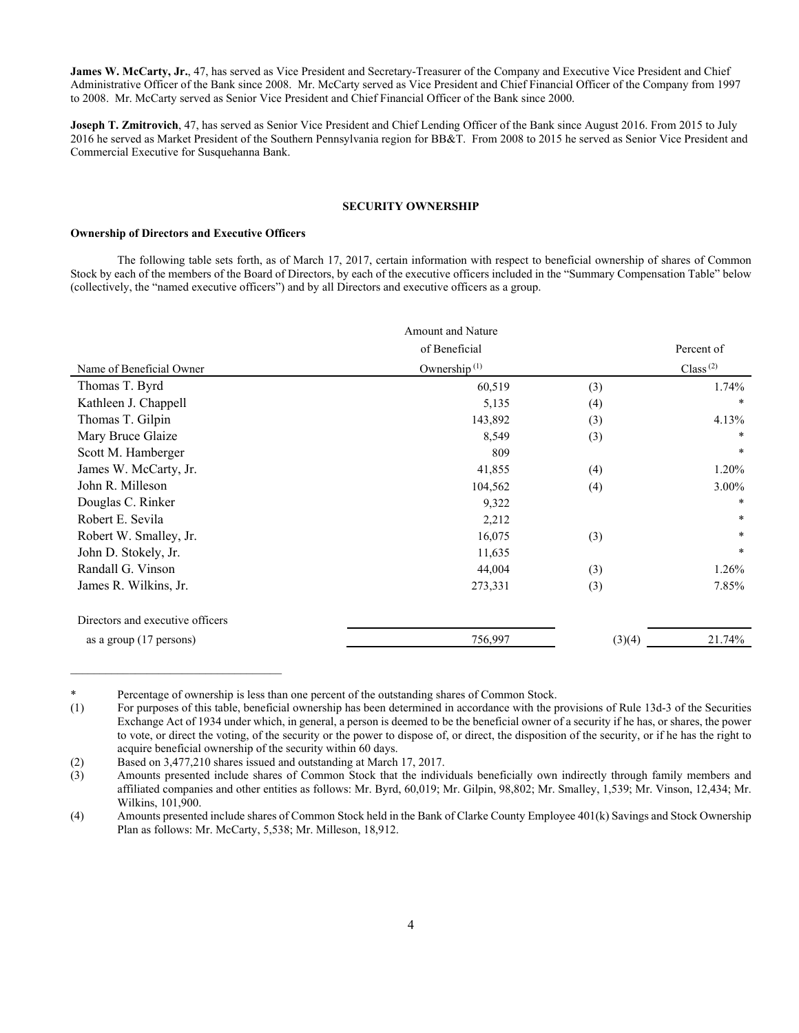**James W. McCarty, Jr.**, 47, has served as Vice President and Secretary-Treasurer of the Company and Executive Vice President and Chief Administrative Officer of the Bank since 2008. Mr. McCarty served as Vice President and Chief Financial Officer of the Company from 1997 to 2008. Mr. McCarty served as Senior Vice President and Chief Financial Officer of the Bank since 2000.

**Joseph T. Zmitrovich**, 47, has served as Senior Vice President and Chief Lending Officer of the Bank since August 2016. From 2015 to July 2016 he served as Market President of the Southern Pennsylvania region for BB&T. From 2008 to 2015 he served as Senior Vice President and Commercial Executive for Susquehanna Bank.

## SECURITY OWNERSHIP

### Ownership of Directors and Executive Officers

The following table sets forth, as of March 17, 2017, certain information with respect to beneficial ownership of shares of Common Stock by each of the members of the Board of Directors, by each of the executive officers included in the "Summary Compensation Table" below (collectively, the "named executive officers") and by all Directors and executive officers as a group.

| Name of Beneficial Owner | Amount and Nature of Beneficial Ownership [(1)] | | Percent of Class [(2)] |
|---|---|---|---|
| Thomas T. Byrd | 60,519 | (3) | 1.74% |
| Kathleen J. Chappell | 5,135 | (4) | * |
| Thomas T. Gilpin | 143,892 | (3) | 4.13% |
| Mary Bruce Glaize | 8,549 | (3) | * |
| Scott M. Hamberger | 809 | | * |
| James W. McCarty, Jr. | 41,855 | (4) | 1.20% |
| John R. Milleson | 104,562 | (4) | 3.00% |
| Douglas C. Rinker | 9,322 | | * |
| Robert E. Sevila | 2,212 | | * |
| Robert W. Smalley, Jr. | 16,075 | (3) | * |
| John D. Stokely, Jr. | 11,635 | | * |
| Randall G. Vinson | 44,004 | (3) | 1.26% |
| James R. Wilkins, Jr. | 273,331 | (3) | 7.85% |
| Directors and executive officers as a group (17 persons) | 756,997 | (3)(4) | 21.74% |

\* Percentage of ownership is less than one percent of the outstanding shares of Common Stock.

(1) For purposes of this table, beneficial ownership has been determined in accordance with the provisions of Rule 13d-3 of the Securities Exchange Act of 1934 under which, in general, a person is deemed to be the beneficial owner of a security if he has, or shares, the power to vote, or direct the voting, of the security or the power to dispose of, or direct, the disposition of the security, or if he has the right to acquire beneficial ownership of the security within 60 days.

(2) Based on 3,477,210 shares issued and outstanding at March 17, 2017.

(3) Amounts presented include shares of Common Stock that the individuals beneficially own indirectly through family members and affiliated companies and other entities as follows: Mr. Byrd, 60,019; Mr. Gilpin, 98,802; Mr. Smalley, 1,539; Mr. Vinson, 12,434; Mr. Wilkins, 101,900.

(4) Amounts presented include shares of Common Stock held in the Bank of Clarke County Employee 401(k) Savings and Stock Ownership Plan as follows: Mr. McCarty, 5,538; Mr. Milleson, 18,912.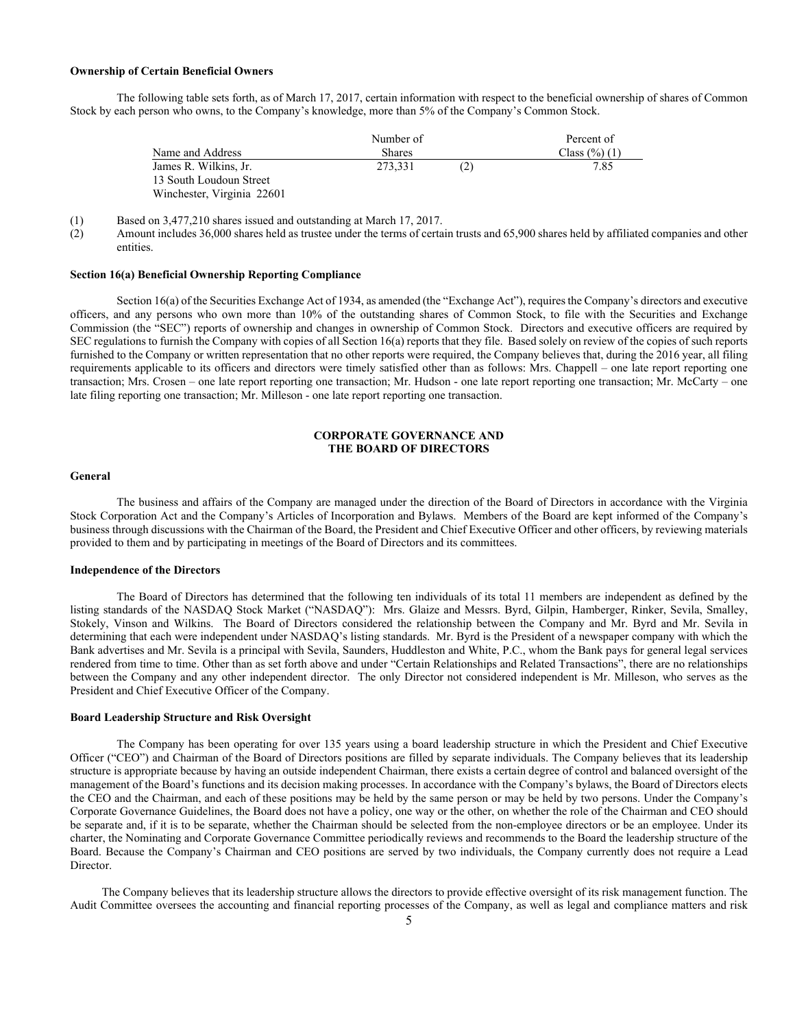**Ownership of Certain Beneficial Owners**

The following table sets forth, as of March 17, 2017, certain information with respect to the beneficial ownership of shares of Common Stock by each person who owns, to the Company's knowledge, more than 5% of the Company's Common Stock.

| Name and Address | Number of Shares | | Percent of Class (%) (1) |
|---|---|---|---|
| James R. Wilkins, Jr.<br>13 South Loudoun Street<br>Winchester, Virginia 22601 | 273,331 | (2) | 7.85 |

(1) Based on 3,477,210 shares issued and outstanding at March 17, 2017.

(2) Amount includes 36,000 shares held as trustee under the terms of certain trusts and 65,900 shares held by affiliated companies and other entities.

**Section 16(a) Beneficial Ownership Reporting Compliance**

Section 16(a) of the Securities Exchange Act of 1934, as amended (the "Exchange Act"), requires the Company's directors and executive officers, and any persons who own more than 10% of the outstanding shares of Common Stock, to file with the Securities and Exchange Commission (the "SEC") reports of ownership and changes in ownership of Common Stock. Directors and executive officers are required by SEC regulations to furnish the Company with copies of all Section 16(a) reports that they file. Based solely on review of the copies of such reports furnished to the Company or written representation that no other reports were required, the Company believes that, during the 2016 year, all filing requirements applicable to its officers and directors were timely satisfied other than as follows: Mrs. Chappell – one late report reporting one transaction; Mrs. Crosen – one late report reporting one transaction; Mr. Hudson - one late report reporting one transaction; Mr. McCarty – one late filing reporting one transaction; Mr. Milleson - one late report reporting one transaction.

## CORPORATE GOVERNANCE AND THE BOARD OF DIRECTORS

**General**

The business and affairs of the Company are managed under the direction of the Board of Directors in accordance with the Virginia Stock Corporation Act and the Company's Articles of Incorporation and Bylaws. Members of the Board are kept informed of the Company's business through discussions with the Chairman of the Board, the President and Chief Executive Officer and other officers, by reviewing materials provided to them and by participating in meetings of the Board of Directors and its committees.

**Independence of the Directors**

The Board of Directors has determined that the following ten individuals of its total 11 members are independent as defined by the listing standards of the NASDAQ Stock Market ("NASDAQ"): Mrs. Glaize and Messrs. Byrd, Gilpin, Hamberger, Rinker, Sevila, Smalley, Stokely, Vinson and Wilkins. The Board of Directors considered the relationship between the Company and Mr. Byrd and Mr. Sevila in determining that each were independent under NASDAQ's listing standards. Mr. Byrd is the President of a newspaper company with which the Bank advertises and Mr. Sevila is a principal with Sevila, Saunders, Huddleston and White, P.C., whom the Bank pays for general legal services rendered from time to time. Other than as set forth above and under "Certain Relationships and Related Transactions", there are no relationships between the Company and any other independent director. The only Director not considered independent is Mr. Milleson, who serves as the President and Chief Executive Officer of the Company.

**Board Leadership Structure and Risk Oversight**

The Company has been operating for over 135 years using a board leadership structure in which the President and Chief Executive Officer ("CEO") and Chairman of the Board of Directors positions are filled by separate individuals. The Company believes that its leadership structure is appropriate because by having an outside independent Chairman, there exists a certain degree of control and balanced oversight of the management of the Board's functions and its decision making processes. In accordance with the Company's bylaws, the Board of Directors elects the CEO and the Chairman, and each of these positions may be held by the same person or may be held by two persons. Under the Company's Corporate Governance Guidelines, the Board does not have a policy, one way or the other, on whether the role of the Chairman and CEO should be separate and, if it is to be separate, whether the Chairman should be selected from the non-employee directors or be an employee. Under its charter, the Nominating and Corporate Governance Committee periodically reviews and recommends to the Board the leadership structure of the Board. Because the Company's Chairman and CEO positions are served by two individuals, the Company currently does not require a Lead Director.

The Company believes that its leadership structure allows the directors to provide effective oversight of its risk management function. The Audit Committee oversees the accounting and financial reporting processes of the Company, as well as legal and compliance matters and risk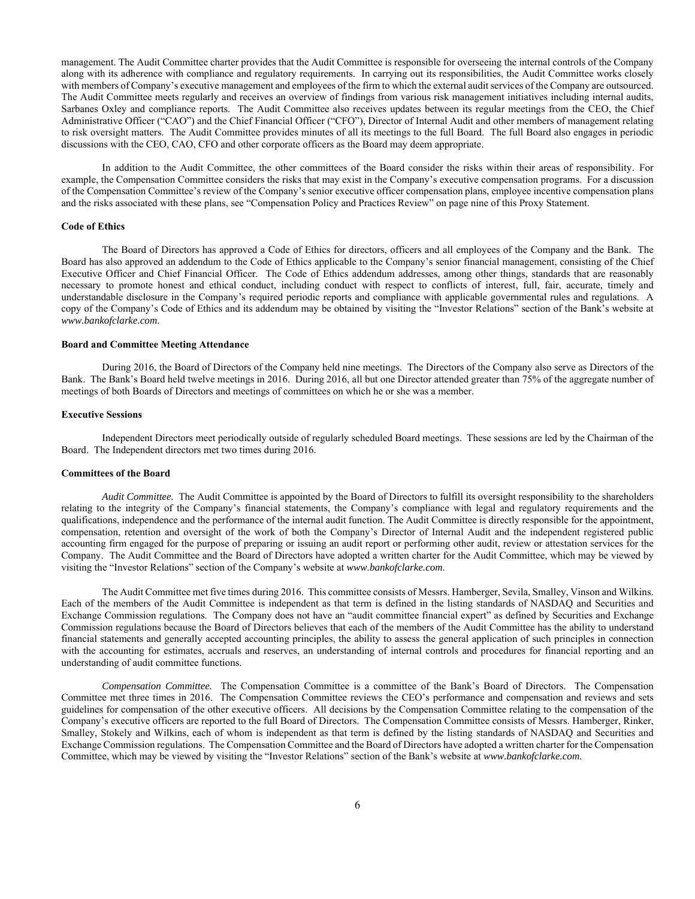management. The Audit Committee charter provides that the Audit Committee is responsible for overseeing the internal controls of the Company along with its adherence with compliance and regulatory requirements. In carrying out its responsibilities, the Audit Committee works closely with members of Company's executive management and employees of the firm to which the external audit services of the Company are outsourced. The Audit Committee meets regularly and receives an overview of findings from various risk management initiatives including internal audits, Sarbanes Oxley and compliance reports. The Audit Committee also receives updates between its regular meetings from the CEO, the Chief Administrative Officer ("CAO") and the Chief Financial Officer ("CFO"), Director of Internal Audit and other members of management relating to risk oversight matters. The Audit Committee provides minutes of all its meetings to the full Board. The full Board also engages in periodic discussions with the CEO, CAO, CFO and other corporate officers as the Board may deem appropriate.

In addition to the Audit Committee, the other committees of the Board consider the risks within their areas of responsibility. For example, the Compensation Committee considers the risks that may exist in the Company's executive compensation programs. For a discussion of the Compensation Committee's review of the Company's senior executive officer compensation plans, employee incentive compensation plans and the risks associated with these plans, see "Compensation Policy and Practices Review" on page nine of this Proxy Statement.

**Code of Ethics**

The Board of Directors has approved a Code of Ethics for directors, officers and all employees of the Company and the Bank. The Board has also approved an addendum to the Code of Ethics applicable to the Company's senior financial management, consisting of the Chief Executive Officer and Chief Financial Officer. The Code of Ethics addendum addresses, among other things, standards that are reasonably necessary to promote honest and ethical conduct, including conduct with respect to conflicts of interest, full, fair, accurate, timely and understandable disclosure in the Company's required periodic reports and compliance with applicable governmental rules and regulations. A copy of the Company's Code of Ethics and its addendum may be obtained by visiting the "Investor Relations" section of the Bank's website at *www.bankofclarke.com*.

**Board and Committee Meeting Attendance**

During 2016, the Board of Directors of the Company held nine meetings. The Directors of the Company also serve as Directors of the Bank. The Bank's Board held twelve meetings in 2016. During 2016, all but one Director attended greater than 75% of the aggregate number of meetings of both Boards of Directors and meetings of committees on which he or she was a member.

**Executive Sessions**

Independent Directors meet periodically outside of regularly scheduled Board meetings. These sessions are led by the Chairman of the Board. The Independent directors met two times during 2016.

**Committees of the Board**

*Audit Committee.* The Audit Committee is appointed by the Board of Directors to fulfill its oversight responsibility to the shareholders relating to the integrity of the Company's financial statements, the Company's compliance with legal and regulatory requirements and the qualifications, independence and the performance of the internal audit function. The Audit Committee is directly responsible for the appointment, compensation, retention and oversight of the work of both the Company's Director of Internal Audit and the independent registered public accounting firm engaged for the purpose of preparing or issuing an audit report or performing other audit, review or attestation services for the Company. The Audit Committee and the Board of Directors have adopted a written charter for the Audit Committee, which may be viewed by visiting the "Investor Relations" section of the Company's website at *www.bankofclarke.com*.

The Audit Committee met five times during 2016. This committee consists of Messrs. Hamberger, Sevila, Smalley, Vinson and Wilkins. Each of the members of the Audit Committee is independent as that term is defined in the listing standards of NASDAQ and Securities and Exchange Commission regulations. The Company does not have an "audit committee financial expert" as defined by Securities and Exchange Commission regulations because the Board of Directors believes that each of the members of the Audit Committee has the ability to understand financial statements and generally accepted accounting principles, the ability to assess the general application of such principles in connection with the accounting for estimates, accruals and reserves, an understanding of internal controls and procedures for financial reporting and an understanding of audit committee functions.

*Compensation Committee.* The Compensation Committee is a committee of the Bank's Board of Directors. The Compensation Committee met three times in 2016. The Compensation Committee reviews the CEO's performance and compensation and reviews and sets guidelines for compensation of the other executive officers. All decisions by the Compensation Committee relating to the compensation of the Company's executive officers are reported to the full Board of Directors. The Compensation Committee consists of Messrs. Hamberger, Rinker, Smalley, Stokely and Wilkins, each of whom is independent as that term is defined by the listing standards of NASDAQ and Securities and Exchange Commission regulations. The Compensation Committee and the Board of Directors have adopted a written charter for the Compensation Committee, which may be viewed by visiting the "Investor Relations" section of the Bank's website at *www.bankofclarke.com*.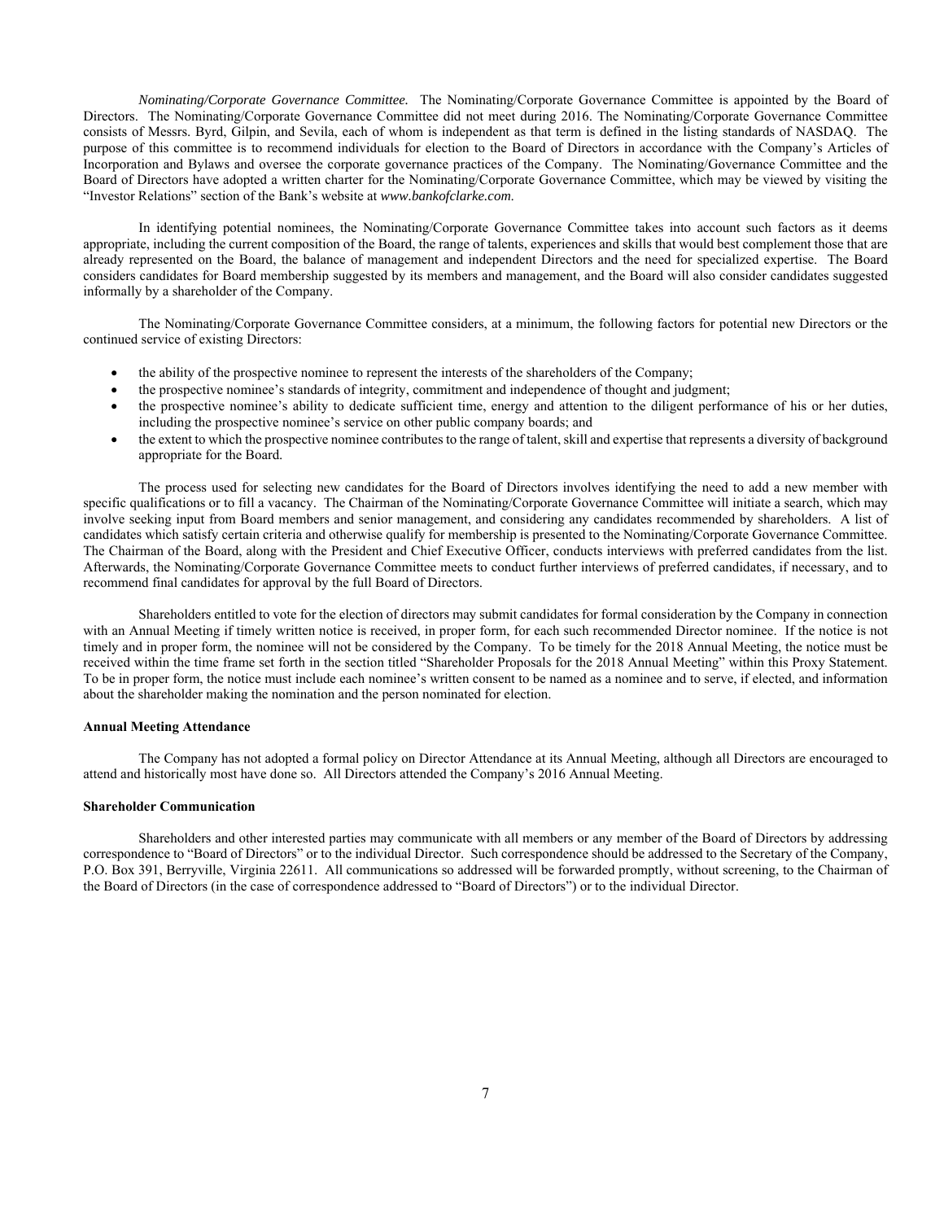*Nominating/Corporate Governance Committee.* The Nominating/Corporate Governance Committee is appointed by the Board of Directors. The Nominating/Corporate Governance Committee did not meet during 2016. The Nominating/Corporate Governance Committee consists of Messrs. Byrd, Gilpin, and Sevila, each of whom is independent as that term is defined in the listing standards of NASDAQ. The purpose of this committee is to recommend individuals for election to the Board of Directors in accordance with the Company's Articles of Incorporation and Bylaws and oversee the corporate governance practices of the Company. The Nominating/Governance Committee and the Board of Directors have adopted a written charter for the Nominating/Corporate Governance Committee, which may be viewed by visiting the "Investor Relations" section of the Bank's website at *www.bankofclarke.com*.

In identifying potential nominees, the Nominating/Corporate Governance Committee takes into account such factors as it deems appropriate, including the current composition of the Board, the range of talents, experiences and skills that would best complement those that are already represented on the Board, the balance of management and independent Directors and the need for specialized expertise. The Board considers candidates for Board membership suggested by its members and management, and the Board will also consider candidates suggested informally by a shareholder of the Company.

The Nominating/Corporate Governance Committee considers, at a minimum, the following factors for potential new Directors or the continued service of existing Directors:

- the ability of the prospective nominee to represent the interests of the shareholders of the Company;
- the prospective nominee's standards of integrity, commitment and independence of thought and judgment;
- the prospective nominee's ability to dedicate sufficient time, energy and attention to the diligent performance of his or her duties, including the prospective nominee's service on other public company boards; and
- the extent to which the prospective nominee contributes to the range of talent, skill and expertise that represents a diversity of background appropriate for the Board.

The process used for selecting new candidates for the Board of Directors involves identifying the need to add a new member with specific qualifications or to fill a vacancy. The Chairman of the Nominating/Corporate Governance Committee will initiate a search, which may involve seeking input from Board members and senior management, and considering any candidates recommended by shareholders. A list of candidates which satisfy certain criteria and otherwise qualify for membership is presented to the Nominating/Corporate Governance Committee. The Chairman of the Board, along with the President and Chief Executive Officer, conducts interviews with preferred candidates from the list. Afterwards, the Nominating/Corporate Governance Committee meets to conduct further interviews of preferred candidates, if necessary, and to recommend final candidates for approval by the full Board of Directors.

Shareholders entitled to vote for the election of directors may submit candidates for formal consideration by the Company in connection with an Annual Meeting if timely written notice is received, in proper form, for each such recommended Director nominee. If the notice is not timely and in proper form, the nominee will not be considered by the Company. To be timely for the 2018 Annual Meeting, the notice must be received within the time frame set forth in the section titled "Shareholder Proposals for the 2018 Annual Meeting" within this Proxy Statement. To be in proper form, the notice must include each nominee's written consent to be named as a nominee and to serve, if elected, and information about the shareholder making the nomination and the person nominated for election.

**Annual Meeting Attendance**

The Company has not adopted a formal policy on Director Attendance at its Annual Meeting, although all Directors are encouraged to attend and historically most have done so. All Directors attended the Company's 2016 Annual Meeting.

**Shareholder Communication**

Shareholders and other interested parties may communicate with all members or any member of the Board of Directors by addressing correspondence to "Board of Directors" or to the individual Director. Such correspondence should be addressed to the Secretary of the Company, P.O. Box 391, Berryville, Virginia 22611. All communications so addressed will be forwarded promptly, without screening, to the Chairman of the Board of Directors (in the case of correspondence addressed to "Board of Directors") or to the individual Director.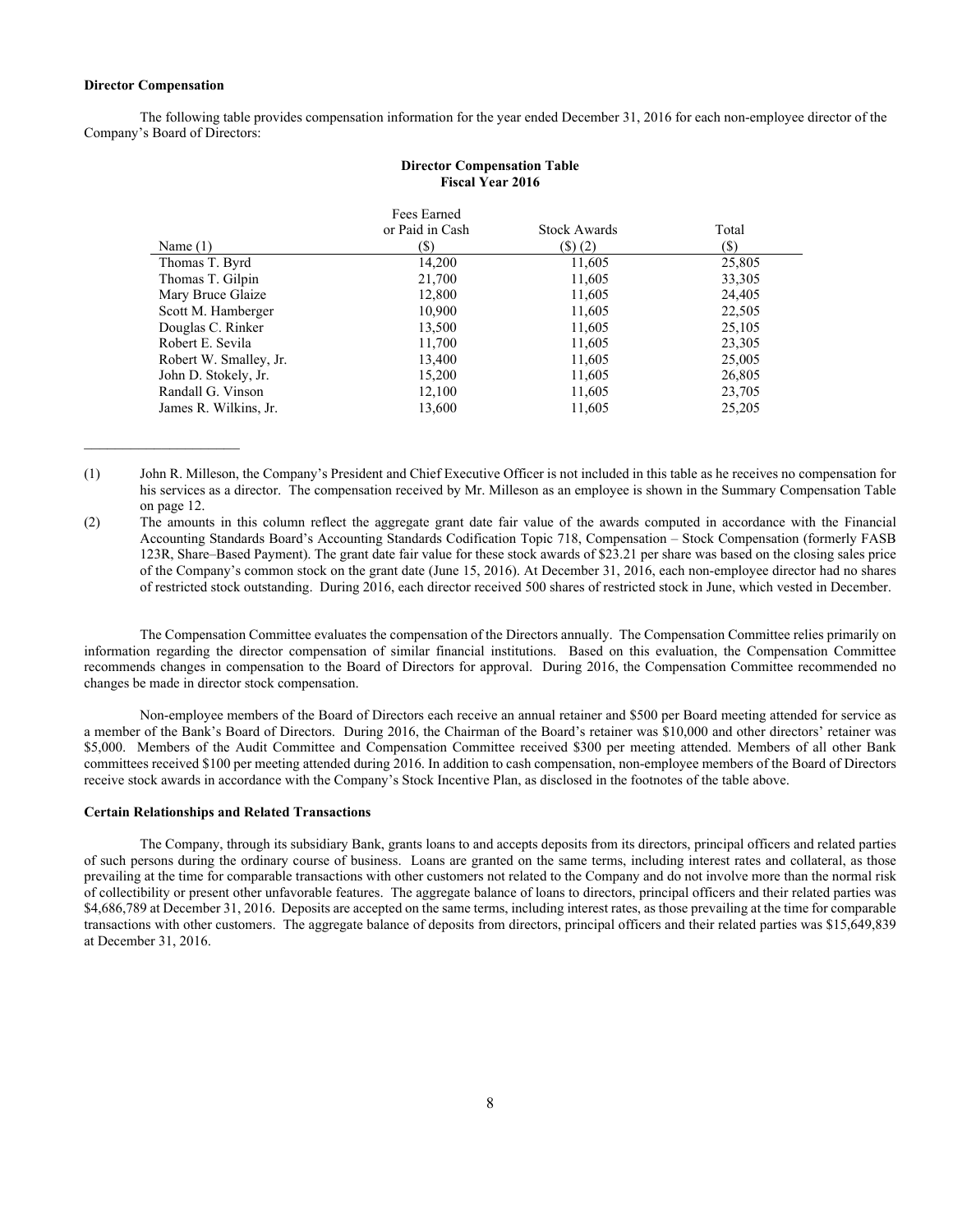**Director Compensation**

The following table provides compensation information for the year ended December 31, 2016 for each non-employee director of the Company's Board of Directors:

**Director Compensation Table**
**Fiscal Year 2016**

| Name (1) | Fees Earned or Paid in Cash ($) | Stock Awards ($) (2) | Total ($) |
|---|---|---|---|
| Thomas T. Byrd | 14,200 | 11,605 | 25,805 |
| Thomas T. Gilpin | 21,700 | 11,605 | 33,305 |
| Mary Bruce Glaize | 12,800 | 11,605 | 24,405 |
| Scott M. Hamberger | 10,900 | 11,605 | 22,505 |
| Douglas C. Rinker | 13,500 | 11,605 | 25,105 |
| Robert E. Sevila | 11,700 | 11,605 | 23,305 |
| Robert W. Smalley, Jr. | 13,400 | 11,605 | 25,005 |
| John D. Stokely, Jr. | 15,200 | 11,605 | 26,805 |
| Randall G. Vinson | 12,100 | 11,605 | 23,705 |
| James R. Wilkins, Jr. | 13,600 | 11,605 | 25,205 |

(1) John R. Milleson, the Company's President and Chief Executive Officer is not included in this table as he receives no compensation for his services as a director. The compensation received by Mr. Milleson as an employee is shown in the Summary Compensation Table on page 12.

(2) The amounts in this column reflect the aggregate grant date fair value of the awards computed in accordance with the Financial Accounting Standards Board's Accounting Standards Codification Topic 718, Compensation – Stock Compensation (formerly FASB 123R, Share–Based Payment). The grant date fair value for these stock awards of $23.21 per share was based on the closing sales price of the Company's common stock on the grant date (June 15, 2016). At December 31, 2016, each non-employee director had no shares of restricted stock outstanding. During 2016, each director received 500 shares of restricted stock in June, which vested in December.

The Compensation Committee evaluates the compensation of the Directors annually. The Compensation Committee relies primarily on information regarding the director compensation of similar financial institutions. Based on this evaluation, the Compensation Committee recommends changes in compensation to the Board of Directors for approval. During 2016, the Compensation Committee recommended no changes be made in director stock compensation.

Non-employee members of the Board of Directors each receive an annual retainer and $500 per Board meeting attended for service as a member of the Bank's Board of Directors. During 2016, the Chairman of the Board's retainer was $10,000 and other directors' retainer was $5,000. Members of the Audit Committee and Compensation Committee received $300 per meeting attended. Members of all other Bank committees received $100 per meeting attended during 2016. In addition to cash compensation, non-employee members of the Board of Directors receive stock awards in accordance with the Company's Stock Incentive Plan, as disclosed in the footnotes of the table above.

**Certain Relationships and Related Transactions**

The Company, through its subsidiary Bank, grants loans to and accepts deposits from its directors, principal officers and related parties of such persons during the ordinary course of business. Loans are granted on the same terms, including interest rates and collateral, as those prevailing at the time for comparable transactions with other customers not related to the Company and do not involve more than the normal risk of collectibility or present other unfavorable features. The aggregate balance of loans to directors, principal officers and their related parties was $4,686,789 at December 31, 2016. Deposits are accepted on the same terms, including interest rates, as those prevailing at the time for comparable transactions with other customers. The aggregate balance of deposits from directors, principal officers and their related parties was $15,649,839 at December 31, 2016.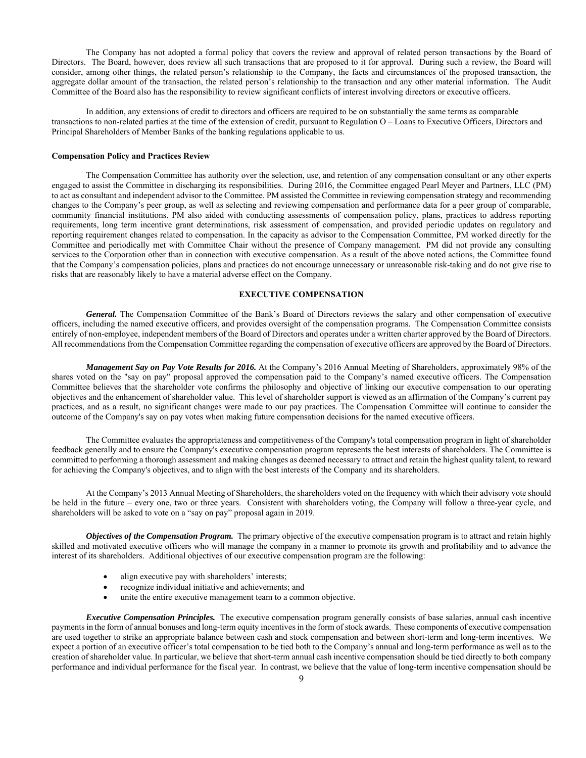The Company has not adopted a formal policy that covers the review and approval of related person transactions by the Board of Directors. The Board, however, does review all such transactions that are proposed to it for approval. During such a review, the Board will consider, among other things, the related person's relationship to the Company, the facts and circumstances of the proposed transaction, the aggregate dollar amount of the transaction, the related person's relationship to the transaction and any other material information. The Audit Committee of the Board also has the responsibility to review significant conflicts of interest involving directors or executive officers.

In addition, any extensions of credit to directors and officers are required to be on substantially the same terms as comparable transactions to non-related parties at the time of the extension of credit, pursuant to Regulation O – Loans to Executive Officers, Directors and Principal Shareholders of Member Banks of the banking regulations applicable to us.

**Compensation Policy and Practices Review**

The Compensation Committee has authority over the selection, use, and retention of any compensation consultant or any other experts engaged to assist the Committee in discharging its responsibilities. During 2016, the Committee engaged Pearl Meyer and Partners, LLC (PM) to act as consultant and independent advisor to the Committee. PM assisted the Committee in reviewing compensation strategy and recommending changes to the Company's peer group, as well as selecting and reviewing compensation and performance data for a peer group of comparable, community financial institutions. PM also aided with conducting assessments of compensation policy, plans, practices to address reporting requirements, long term incentive grant determinations, risk assessment of compensation, and provided periodic updates on regulatory and reporting requirement changes related to compensation. In the capacity as advisor to the Compensation Committee, PM worked directly for the Committee and periodically met with Committee Chair without the presence of Company management. PM did not provide any consulting services to the Corporation other than in connection with executive compensation. As a result of the above noted actions, the Committee found that the Company's compensation policies, plans and practices do not encourage unnecessary or unreasonable risk-taking and do not give rise to risks that are reasonably likely to have a material adverse effect on the Company.

## EXECUTIVE COMPENSATION

***General.*** The Compensation Committee of the Bank's Board of Directors reviews the salary and other compensation of executive officers, including the named executive officers, and provides oversight of the compensation programs. The Compensation Committee consists entirely of non-employee, independent members of the Board of Directors and operates under a written charter approved by the Board of Directors. All recommendations from the Compensation Committee regarding the compensation of executive officers are approved by the Board of Directors.

***Management Say on Pay Vote Results for 2016.*** At the Company's 2016 Annual Meeting of Shareholders, approximately 98% of the shares voted on the "say on pay" proposal approved the compensation paid to the Company's named executive officers. The Compensation Committee believes that the shareholder vote confirms the philosophy and objective of linking our executive compensation to our operating objectives and the enhancement of shareholder value. This level of shareholder support is viewed as an affirmation of the Company's current pay practices, and as a result, no significant changes were made to our pay practices. The Compensation Committee will continue to consider the outcome of the Company's say on pay votes when making future compensation decisions for the named executive officers.

The Committee evaluates the appropriateness and competitiveness of the Company's total compensation program in light of shareholder feedback generally and to ensure the Company's executive compensation program represents the best interests of shareholders. The Committee is committed to performing a thorough assessment and making changes as deemed necessary to attract and retain the highest quality talent, to reward for achieving the Company's objectives, and to align with the best interests of the Company and its shareholders.

At the Company's 2013 Annual Meeting of Shareholders, the shareholders voted on the frequency with which their advisory vote should be held in the future – every one, two or three years. Consistent with shareholders voting, the Company will follow a three-year cycle, and shareholders will be asked to vote on a "say on pay" proposal again in 2019.

***Objectives of the Compensation Program.*** The primary objective of the executive compensation program is to attract and retain highly skilled and motivated executive officers who will manage the company in a manner to promote its growth and profitability and to advance the interest of its shareholders. Additional objectives of our executive compensation program are the following:

- align executive pay with shareholders' interests;
- recognize individual initiative and achievements; and
- unite the entire executive management team to a common objective.

***Executive Compensation Principles.*** The executive compensation program generally consists of base salaries, annual cash incentive payments in the form of annual bonuses and long-term equity incentives in the form of stock awards. These components of executive compensation are used together to strike an appropriate balance between cash and stock compensation and between short-term and long-term incentives. We expect a portion of an executive officer's total compensation to be tied both to the Company's annual and long-term performance as well as to the creation of shareholder value. In particular, we believe that short-term annual cash incentive compensation should be tied directly to both company performance and individual performance for the fiscal year. In contrast, we believe that the value of long-term incentive compensation should be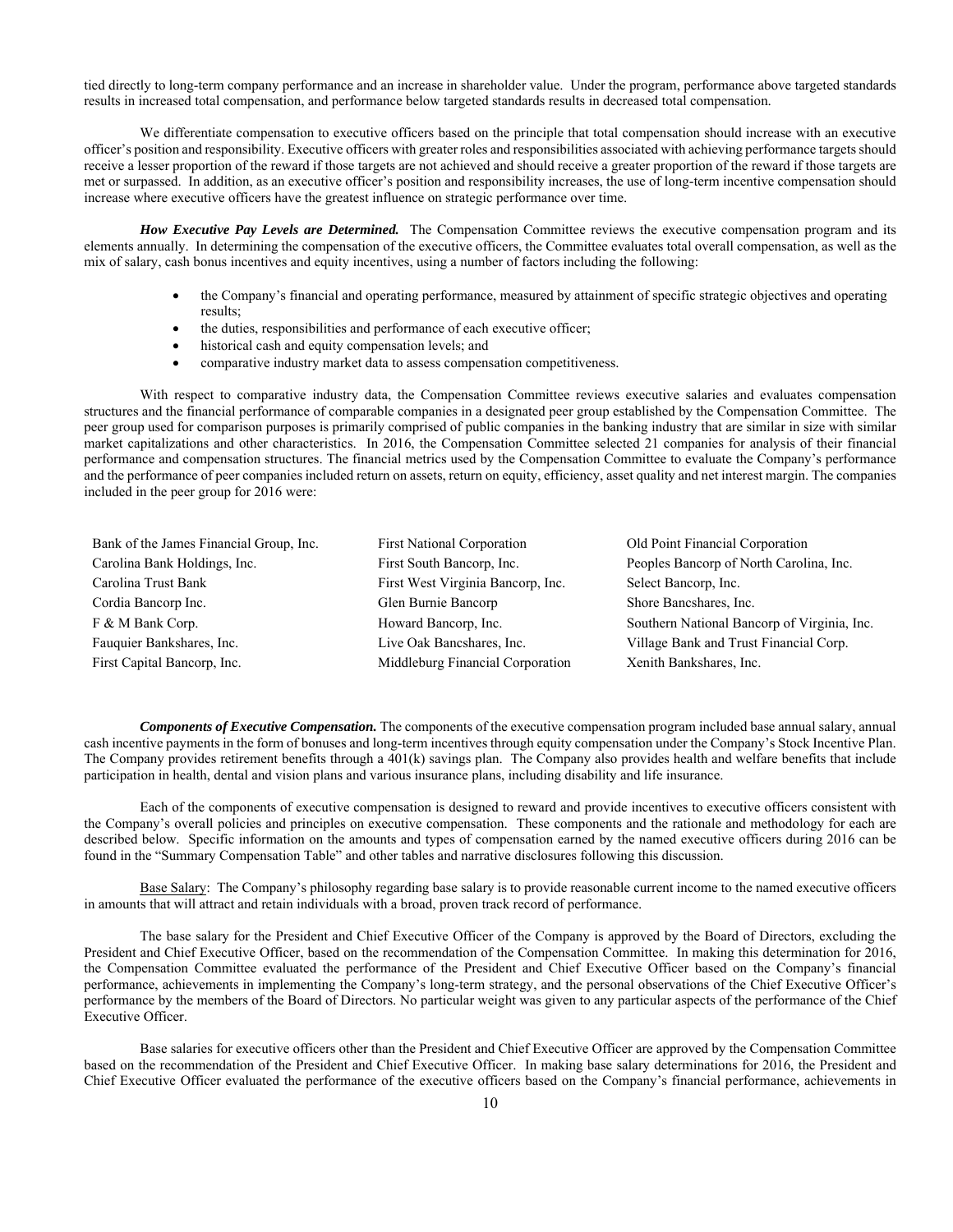tied directly to long-term company performance and an increase in shareholder value. Under the program, performance above targeted standards results in increased total compensation, and performance below targeted standards results in decreased total compensation.

We differentiate compensation to executive officers based on the principle that total compensation should increase with an executive officer's position and responsibility. Executive officers with greater roles and responsibilities associated with achieving performance targets should receive a lesser proportion of the reward if those targets are not achieved and should receive a greater proportion of the reward if those targets are met or surpassed. In addition, as an executive officer's position and responsibility increases, the use of long-term incentive compensation should increase where executive officers have the greatest influence on strategic performance over time.

***How Executive Pay Levels are Determined.*** The Compensation Committee reviews the executive compensation program and its elements annually. In determining the compensation of the executive officers, the Committee evaluates total overall compensation, as well as the mix of salary, cash bonus incentives and equity incentives, using a number of factors including the following:

- the Company's financial and operating performance, measured by attainment of specific strategic objectives and operating results;
- the duties, responsibilities and performance of each executive officer;
- historical cash and equity compensation levels; and
- comparative industry market data to assess compensation competitiveness.

With respect to comparative industry data, the Compensation Committee reviews executive salaries and evaluates compensation structures and the financial performance of comparable companies in a designated peer group established by the Compensation Committee. The peer group used for comparison purposes is primarily comprised of public companies in the banking industry that are similar in size with similar market capitalizations and other characteristics. In 2016, the Compensation Committee selected 21 companies for analysis of their financial performance and compensation structures. The financial metrics used by the Compensation Committee to evaluate the Company's performance and the performance of peer companies included return on assets, return on equity, efficiency, asset quality and net interest margin. The companies included in the peer group for 2016 were:

| | | |
|---|---|---|
| Bank of the James Financial Group, Inc. | First National Corporation | Old Point Financial Corporation |
| Carolina Bank Holdings, Inc. | First South Bancorp, Inc. | Peoples Bancorp of North Carolina, Inc. |
| Carolina Trust Bank | First West Virginia Bancorp, Inc. | Select Bancorp, Inc. |
| Cordia Bancorp Inc. | Glen Burnie Bancorp | Shore Bancshares, Inc. |
| F & M Bank Corp. | Howard Bancorp, Inc. | Southern National Bancorp of Virginia, Inc. |
| Fauquier Bankshares, Inc. | Live Oak Bancshares, Inc. | Village Bank and Trust Financial Corp. |
| First Capital Bancorp, Inc. | Middleburg Financial Corporation | Xenith Bankshares, Inc. |

***Components of Executive Compensation.*** The components of the executive compensation program included base annual salary, annual cash incentive payments in the form of bonuses and long-term incentives through equity compensation under the Company's Stock Incentive Plan. The Company provides retirement benefits through a 401(k) savings plan. The Company also provides health and welfare benefits that include participation in health, dental and vision plans and various insurance plans, including disability and life insurance.

Each of the components of executive compensation is designed to reward and provide incentives to executive officers consistent with the Company's overall policies and principles on executive compensation. These components and the rationale and methodology for each are described below. Specific information on the amounts and types of compensation earned by the named executive officers during 2016 can be found in the "Summary Compensation Table" and other tables and narrative disclosures following this discussion.

Base Salary: The Company's philosophy regarding base salary is to provide reasonable current income to the named executive officers in amounts that will attract and retain individuals with a broad, proven track record of performance.

The base salary for the President and Chief Executive Officer of the Company is approved by the Board of Directors, excluding the President and Chief Executive Officer, based on the recommendation of the Compensation Committee. In making this determination for 2016, the Compensation Committee evaluated the performance of the President and Chief Executive Officer based on the Company's financial performance, achievements in implementing the Company's long-term strategy, and the personal observations of the Chief Executive Officer's performance by the members of the Board of Directors. No particular weight was given to any particular aspects of the performance of the Chief Executive Officer.

Base salaries for executive officers other than the President and Chief Executive Officer are approved by the Compensation Committee based on the recommendation of the President and Chief Executive Officer. In making base salary determinations for 2016, the President and Chief Executive Officer evaluated the performance of the executive officers based on the Company's financial performance, achievements in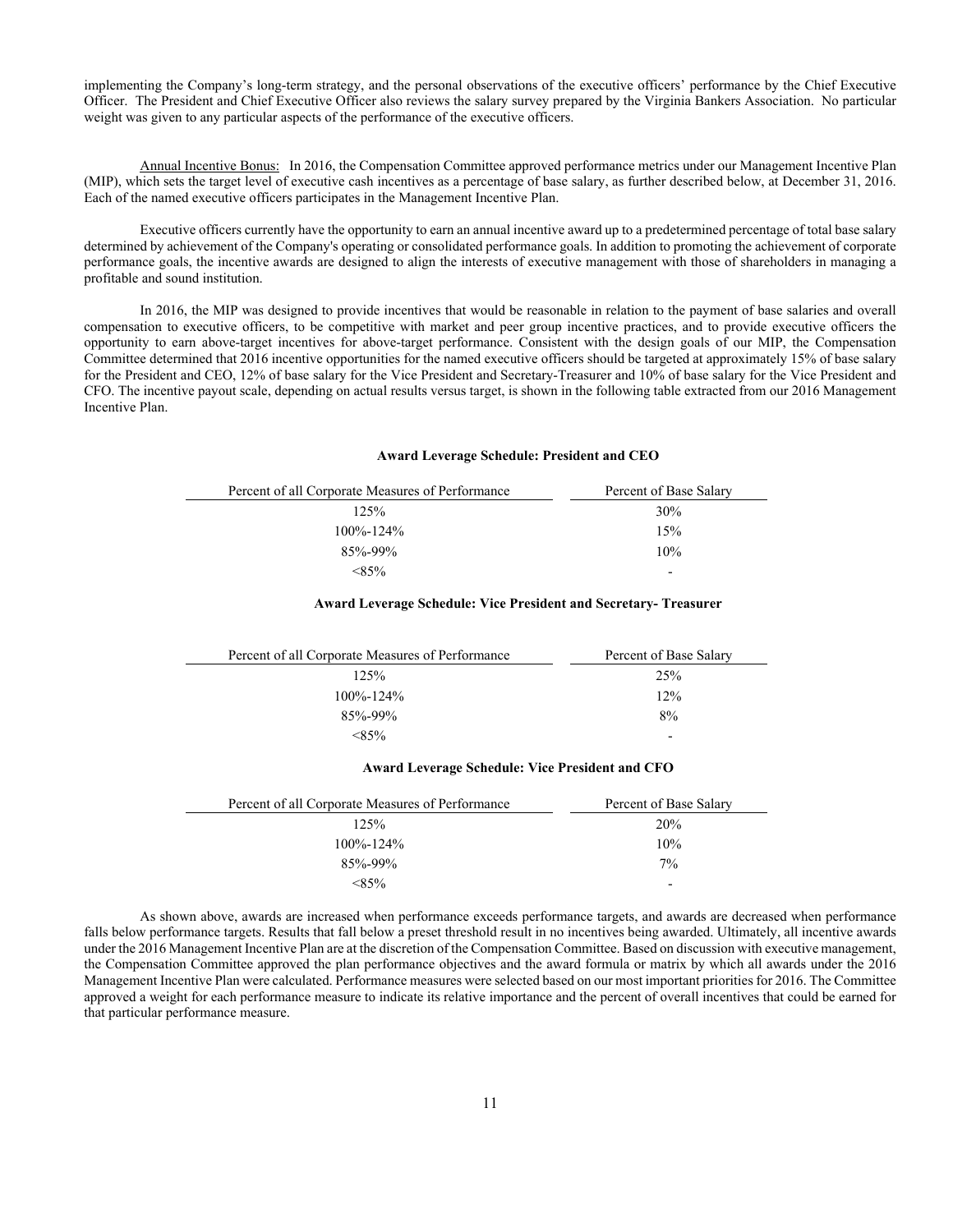implementing the Company's long-term strategy, and the personal observations of the executive officers' performance by the Chief Executive Officer. The President and Chief Executive Officer also reviews the salary survey prepared by the Virginia Bankers Association. No particular weight was given to any particular aspects of the performance of the executive officers.

Annual Incentive Bonus: In 2016, the Compensation Committee approved performance metrics under our Management Incentive Plan (MIP), which sets the target level of executive cash incentives as a percentage of base salary, as further described below, at December 31, 2016. Each of the named executive officers participates in the Management Incentive Plan.

Executive officers currently have the opportunity to earn an annual incentive award up to a predetermined percentage of total base salary determined by achievement of the Company's operating or consolidated performance goals. In addition to promoting the achievement of corporate performance goals, the incentive awards are designed to align the interests of executive management with those of shareholders in managing a profitable and sound institution.

In 2016, the MIP was designed to provide incentives that would be reasonable in relation to the payment of base salaries and overall compensation to executive officers, to be competitive with market and peer group incentive practices, and to provide executive officers the opportunity to earn above-target incentives for above-target performance. Consistent with the design goals of our MIP, the Compensation Committee determined that 2016 incentive opportunities for the named executive officers should be targeted at approximately 15% of base salary for the President and CEO, 12% of base salary for the Vice President and Secretary-Treasurer and 10% of base salary for the Vice President and CFO. The incentive payout scale, depending on actual results versus target, is shown in the following table extracted from our 2016 Management Incentive Plan.

**Award Leverage Schedule: President and CEO**

| Percent of all Corporate Measures of Performance | Percent of Base Salary |
|---|---|
| 125% | 30% |
| 100%-124% | 15% |
| 85%-99% | 10% |
| <85% | - |

**Award Leverage Schedule: Vice President and Secretary- Treasurer**

| Percent of all Corporate Measures of Performance | Percent of Base Salary |
|---|---|
| 125% | 25% |
| 100%-124% | 12% |
| 85%-99% | 8% |
| <85% | - |

**Award Leverage Schedule: Vice President and CFO**

| Percent of all Corporate Measures of Performance | Percent of Base Salary |
|---|---|
| 125% | 20% |
| 100%-124% | 10% |
| 85%-99% | 7% |
| <85% | - |

As shown above, awards are increased when performance exceeds performance targets, and awards are decreased when performance falls below performance targets. Results that fall below a preset threshold result in no incentives being awarded. Ultimately, all incentive awards under the 2016 Management Incentive Plan are at the discretion of the Compensation Committee. Based on discussion with executive management, the Compensation Committee approved the plan performance objectives and the award formula or matrix by which all awards under the 2016 Management Incentive Plan were calculated. Performance measures were selected based on our most important priorities for 2016. The Committee approved a weight for each performance measure to indicate its relative importance and the percent of overall incentives that could be earned for that particular performance measure.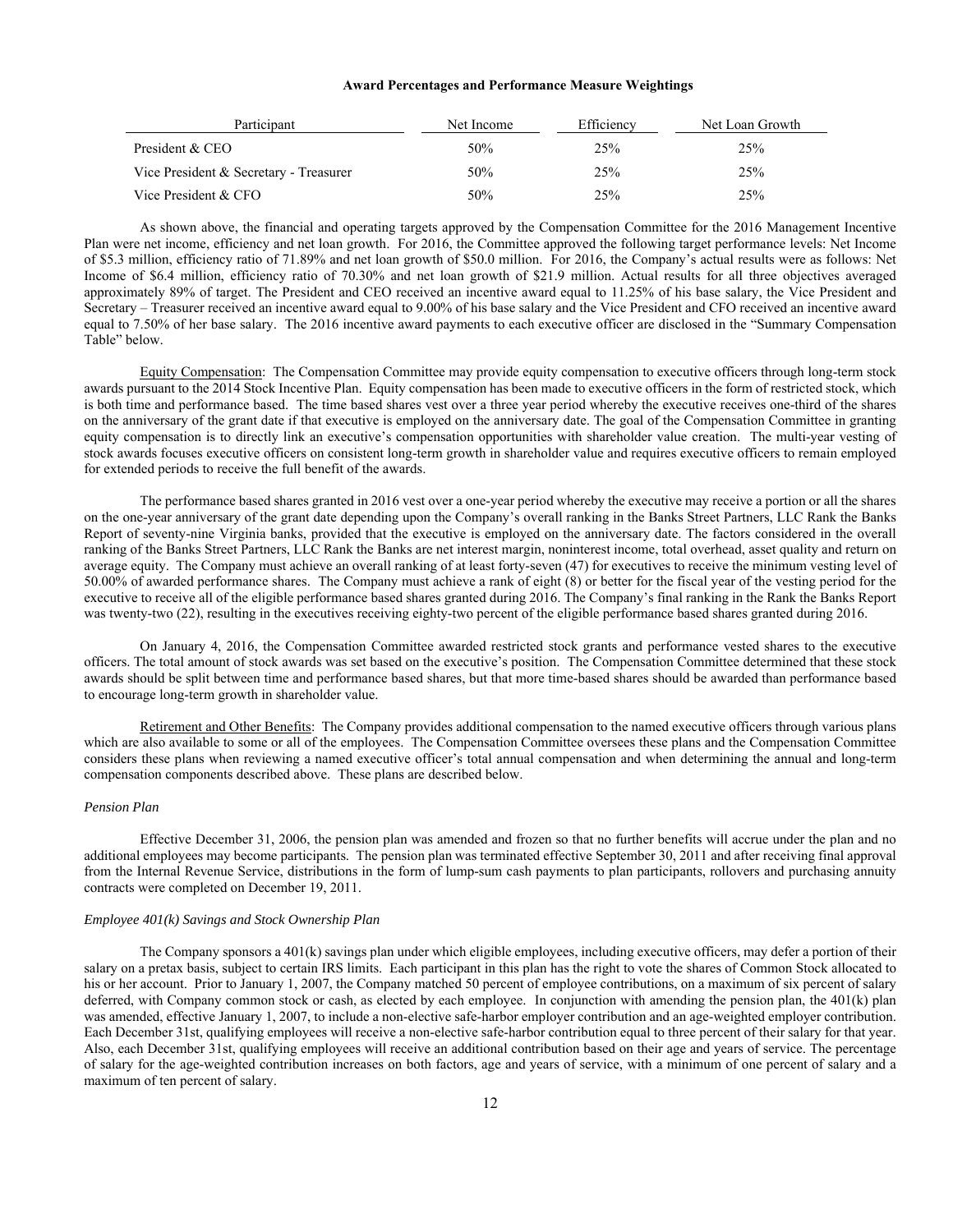**Award Percentages and Performance Measure Weightings**

| Participant | Net Income | Efficiency | Net Loan Growth |
|---|---|---|---|
| President & CEO | 50% | 25% | 25% |
| Vice President & Secretary - Treasurer | 50% | 25% | 25% |
| Vice President & CFO | 50% | 25% | 25% |

As shown above, the financial and operating targets approved by the Compensation Committee for the 2016 Management Incentive Plan were net income, efficiency and net loan growth. For 2016, the Committee approved the following target performance levels: Net Income of $5.3 million, efficiency ratio of 71.89% and net loan growth of $50.0 million. For 2016, the Company's actual results were as follows: Net Income of $6.4 million, efficiency ratio of 70.30% and net loan growth of $21.9 million. Actual results for all three objectives averaged approximately 89% of target. The President and CEO received an incentive award equal to 11.25% of his base salary, the Vice President and Secretary – Treasurer received an incentive award equal to 9.00% of his base salary and the Vice President and CFO received an incentive award equal to 7.50% of her base salary. The 2016 incentive award payments to each executive officer are disclosed in the "Summary Compensation Table" below.

Equity Compensation: The Compensation Committee may provide equity compensation to executive officers through long-term stock awards pursuant to the 2014 Stock Incentive Plan. Equity compensation has been made to executive officers in the form of restricted stock, which is both time and performance based. The time based shares vest over a three year period whereby the executive receives one-third of the shares on the anniversary of the grant date if that executive is employed on the anniversary date. The goal of the Compensation Committee in granting equity compensation is to directly link an executive's compensation opportunities with shareholder value creation. The multi-year vesting of stock awards focuses executive officers on consistent long-term growth in shareholder value and requires executive officers to remain employed for extended periods to receive the full benefit of the awards.

The performance based shares granted in 2016 vest over a one-year period whereby the executive may receive a portion or all the shares on the one-year anniversary of the grant date depending upon the Company's overall ranking in the Banks Street Partners, LLC Rank the Banks Report of seventy-nine Virginia banks, provided that the executive is employed on the anniversary date. The factors considered in the overall ranking of the Banks Street Partners, LLC Rank the Banks are net interest margin, noninterest income, total overhead, asset quality and return on average equity. The Company must achieve an overall ranking of at least forty-seven (47) for executives to receive the minimum vesting level of 50.00% of awarded performance shares. The Company must achieve a rank of eight (8) or better for the fiscal year of the vesting period for the executive to receive all of the eligible performance based shares granted during 2016. The Company's final ranking in the Rank the Banks Report was twenty-two (22), resulting in the executives receiving eighty-two percent of the eligible performance based shares granted during 2016.

On January 4, 2016, the Compensation Committee awarded restricted stock grants and performance vested shares to the executive officers. The total amount of stock awards was set based on the executive's position. The Compensation Committee determined that these stock awards should be split between time and performance based shares, but that more time-based shares should be awarded than performance based to encourage long-term growth in shareholder value.

Retirement and Other Benefits: The Company provides additional compensation to the named executive officers through various plans which are also available to some or all of the employees. The Compensation Committee oversees these plans and the Compensation Committee considers these plans when reviewing a named executive officer's total annual compensation and when determining the annual and long-term compensation components described above. These plans are described below.

*Pension Plan*

Effective December 31, 2006, the pension plan was amended and frozen so that no further benefits will accrue under the plan and no additional employees may become participants. The pension plan was terminated effective September 30, 2011 and after receiving final approval from the Internal Revenue Service, distributions in the form of lump-sum cash payments to plan participants, rollovers and purchasing annuity contracts were completed on December 19, 2011.

*Employee 401(k) Savings and Stock Ownership Plan*

The Company sponsors a 401(k) savings plan under which eligible employees, including executive officers, may defer a portion of their salary on a pretax basis, subject to certain IRS limits. Each participant in this plan has the right to vote the shares of Common Stock allocated to his or her account. Prior to January 1, 2007, the Company matched 50 percent of employee contributions, on a maximum of six percent of salary deferred, with Company common stock or cash, as elected by each employee. In conjunction with amending the pension plan, the 401(k) plan was amended, effective January 1, 2007, to include a non-elective safe-harbor employer contribution and an age-weighted employer contribution. Each December 31st, qualifying employees will receive a non-elective safe-harbor contribution equal to three percent of their salary for that year. Also, each December 31st, qualifying employees will receive an additional contribution based on their age and years of service. The percentage of salary for the age-weighted contribution increases on both factors, age and years of service, with a minimum of one percent of salary and a maximum of ten percent of salary.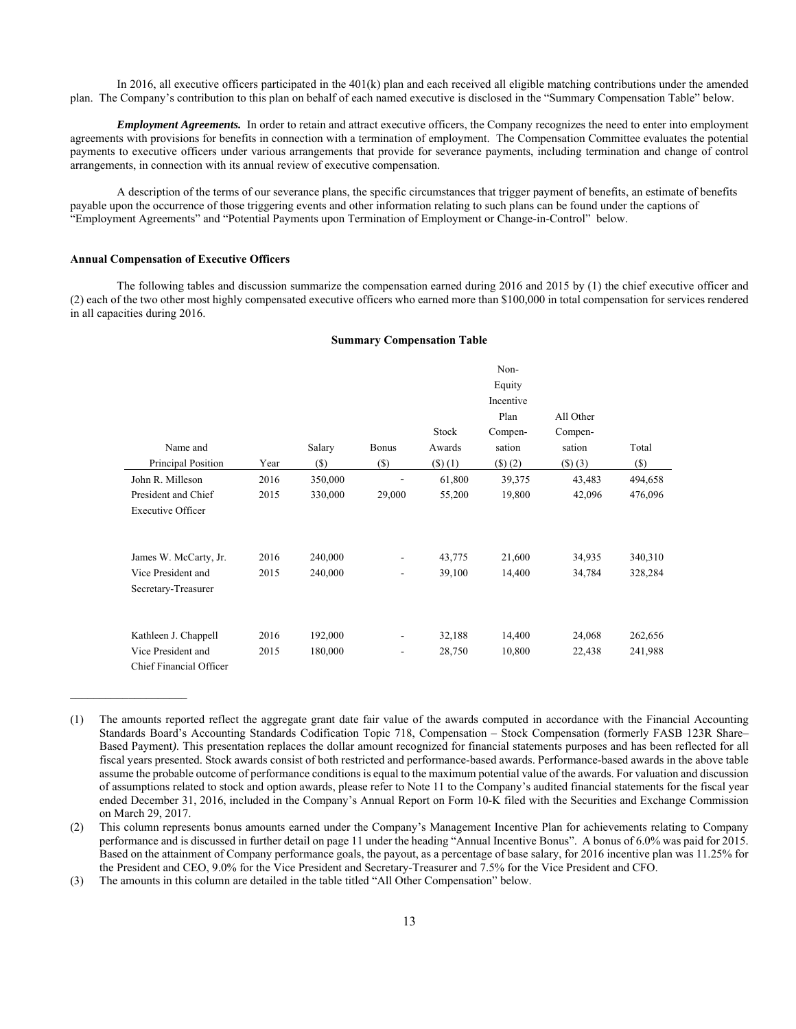In 2016, all executive officers participated in the 401(k) plan and each received all eligible matching contributions under the amended plan. The Company's contribution to this plan on behalf of each named executive is disclosed in the "Summary Compensation Table" below.

***Employment Agreements.*** In order to retain and attract executive officers, the Company recognizes the need to enter into employment agreements with provisions for benefits in connection with a termination of employment. The Compensation Committee evaluates the potential payments to executive officers under various arrangements that provide for severance payments, including termination and change of control arrangements, in connection with its annual review of executive compensation.

A description of the terms of our severance plans, the specific circumstances that trigger payment of benefits, an estimate of benefits payable upon the occurrence of those triggering events and other information relating to such plans can be found under the captions of "Employment Agreements" and "Potential Payments upon Termination of Employment or Change-in-Control" below.

**Annual Compensation of Executive Officers**

The following tables and discussion summarize the compensation earned during 2016 and 2015 by (1) the chief executive officer and (2) each of the two other most highly compensated executive officers who earned more than $100,000 in total compensation for services rendered in all capacities during 2016.

**Summary Compensation Table**

| Name and Principal Position | Year | Salary ($) | Bonus ($) | Stock Awards ($) (1) | Non-Equity Incentive Plan Compen-sation ($) (2) | All Other Compen-sation ($) (3) | Total ($) |
|---|---|---|---|---|---|---|---|
| John R. Milleson | 2016 | 350,000 | - | 61,800 | 39,375 | 43,483 | 494,658 |
| President and Chief Executive Officer | 2015 | 330,000 | 29,000 | 55,200 | 19,800 | 42,096 | 476,096 |
| James W. McCarty, Jr. | 2016 | 240,000 | - | 43,775 | 21,600 | 34,935 | 340,310 |
| Vice President and Secretary-Treasurer | 2015 | 240,000 | - | 39,100 | 14,400 | 34,784 | 328,284 |
| Kathleen J. Chappell | 2016 | 192,000 | - | 32,188 | 14,400 | 24,068 | 262,656 |
| Vice President and Chief Financial Officer | 2015 | 180,000 | - | 28,750 | 10,800 | 22,438 | 241,988 |

(1) The amounts reported reflect the aggregate grant date fair value of the awards computed in accordance with the Financial Accounting Standards Board's Accounting Standards Codification Topic 718, Compensation – Stock Compensation (formerly FASB 123R Share–Based Payment). This presentation replaces the dollar amount recognized for financial statements purposes and has been reflected for all fiscal years presented. Stock awards consist of both restricted and performance-based awards. Performance-based awards in the above table assume the probable outcome of performance conditions is equal to the maximum potential value of the awards. For valuation and discussion of assumptions related to stock and option awards, please refer to Note 11 to the Company's audited financial statements for the fiscal year ended December 31, 2016, included in the Company's Annual Report on Form 10-K filed with the Securities and Exchange Commission on March 29, 2017.

(2) This column represents bonus amounts earned under the Company's Management Incentive Plan for achievements relating to Company performance and is discussed in further detail on page 11 under the heading "Annual Incentive Bonus". A bonus of 6.0% was paid for 2015. Based on the attainment of Company performance goals, the payout, as a percentage of base salary, for 2016 incentive plan was 11.25% for the President and CEO, 9.0% for the Vice President and Secretary-Treasurer and 7.5% for the Vice President and CFO.

(3) The amounts in this column are detailed in the table titled "All Other Compensation" below.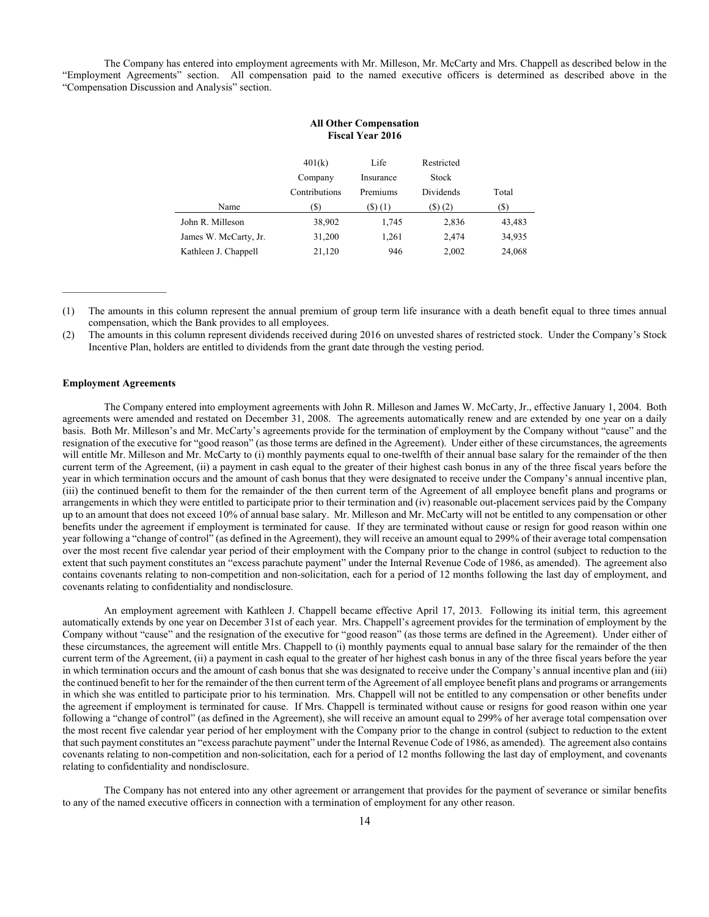The Company has entered into employment agreements with Mr. Milleson, Mr. McCarty and Mrs. Chappell as described below in the "Employment Agreements" section. All compensation paid to the named executive officers is determined as described above in the "Compensation Discussion and Analysis" section.

**All Other Compensation**
**Fiscal Year 2016**

| Name | 401(k) Company Contributions ($) | Life Insurance Premiums ($) (1) | Restricted Stock Dividends ($) (2) | Total ($) |
|---|---|---|---|---|
| John R. Milleson | 38,902 | 1,745 | 2,836 | 43,483 |
| James W. McCarty, Jr. | 31,200 | 1,261 | 2,474 | 34,935 |
| Kathleen J. Chappell | 21,120 | 946 | 2,002 | 24,068 |

(1) The amounts in this column represent the annual premium of group term life insurance with a death benefit equal to three times annual compensation, which the Bank provides to all employees.

(2) The amounts in this column represent dividends received during 2016 on unvested shares of restricted stock. Under the Company's Stock Incentive Plan, holders are entitled to dividends from the grant date through the vesting period.

**Employment Agreements**

The Company entered into employment agreements with John R. Milleson and James W. McCarty, Jr., effective January 1, 2004. Both agreements were amended and restated on December 31, 2008. The agreements automatically renew and are extended by one year on a daily basis. Both Mr. Milleson's and Mr. McCarty's agreements provide for the termination of employment by the Company without "cause" and the resignation of the executive for "good reason" (as those terms are defined in the Agreement). Under either of these circumstances, the agreements will entitle Mr. Milleson and Mr. McCarty to (i) monthly payments equal to one-twelfth of their annual base salary for the remainder of the then current term of the Agreement, (ii) a payment in cash equal to the greater of their highest cash bonus in any of the three fiscal years before the year in which termination occurs and the amount of cash bonus that they were designated to receive under the Company's annual incentive plan, (iii) the continued benefit to them for the remainder of the then current term of the Agreement of all employee benefit plans and programs or arrangements in which they were entitled to participate prior to their termination and (iv) reasonable out-placement services paid by the Company up to an amount that does not exceed 10% of annual base salary. Mr. Milleson and Mr. McCarty will not be entitled to any compensation or other benefits under the agreement if employment is terminated for cause. If they are terminated without cause or resign for good reason within one year following a "change of control" (as defined in the Agreement), they will receive an amount equal to 299% of their average total compensation over the most recent five calendar year period of their employment with the Company prior to the change in control (subject to reduction to the extent that such payment constitutes an "excess parachute payment" under the Internal Revenue Code of 1986, as amended). The agreement also contains covenants relating to non-competition and non-solicitation, each for a period of 12 months following the last day of employment, and covenants relating to confidentiality and nondisclosure.

An employment agreement with Kathleen J. Chappell became effective April 17, 2013. Following its initial term, this agreement automatically extends by one year on December 31st of each year. Mrs. Chappell's agreement provides for the termination of employment by the Company without "cause" and the resignation of the executive for "good reason" (as those terms are defined in the Agreement). Under either of these circumstances, the agreement will entitle Mrs. Chappell to (i) monthly payments equal to annual base salary for the remainder of the then current term of the Agreement, (ii) a payment in cash equal to the greater of her highest cash bonus in any of the three fiscal years before the year in which termination occurs and the amount of cash bonus that she was designated to receive under the Company's annual incentive plan and (iii) the continued benefit to her for the remainder of the then current term of the Agreement of all employee benefit plans and programs or arrangements in which she was entitled to participate prior to his termination. Mrs. Chappell will not be entitled to any compensation or other benefits under the agreement if employment is terminated for cause. If Mrs. Chappell is terminated without cause or resigns for good reason within one year following a "change of control" (as defined in the Agreement), she will receive an amount equal to 299% of her average total compensation over the most recent five calendar year period of her employment with the Company prior to the change in control (subject to reduction to the extent that such payment constitutes an "excess parachute payment" under the Internal Revenue Code of 1986, as amended). The agreement also contains covenants relating to non-competition and non-solicitation, each for a period of 12 months following the last day of employment, and covenants relating to confidentiality and nondisclosure.

The Company has not entered into any other agreement or arrangement that provides for the payment of severance or similar benefits to any of the named executive officers in connection with a termination of employment for any other reason.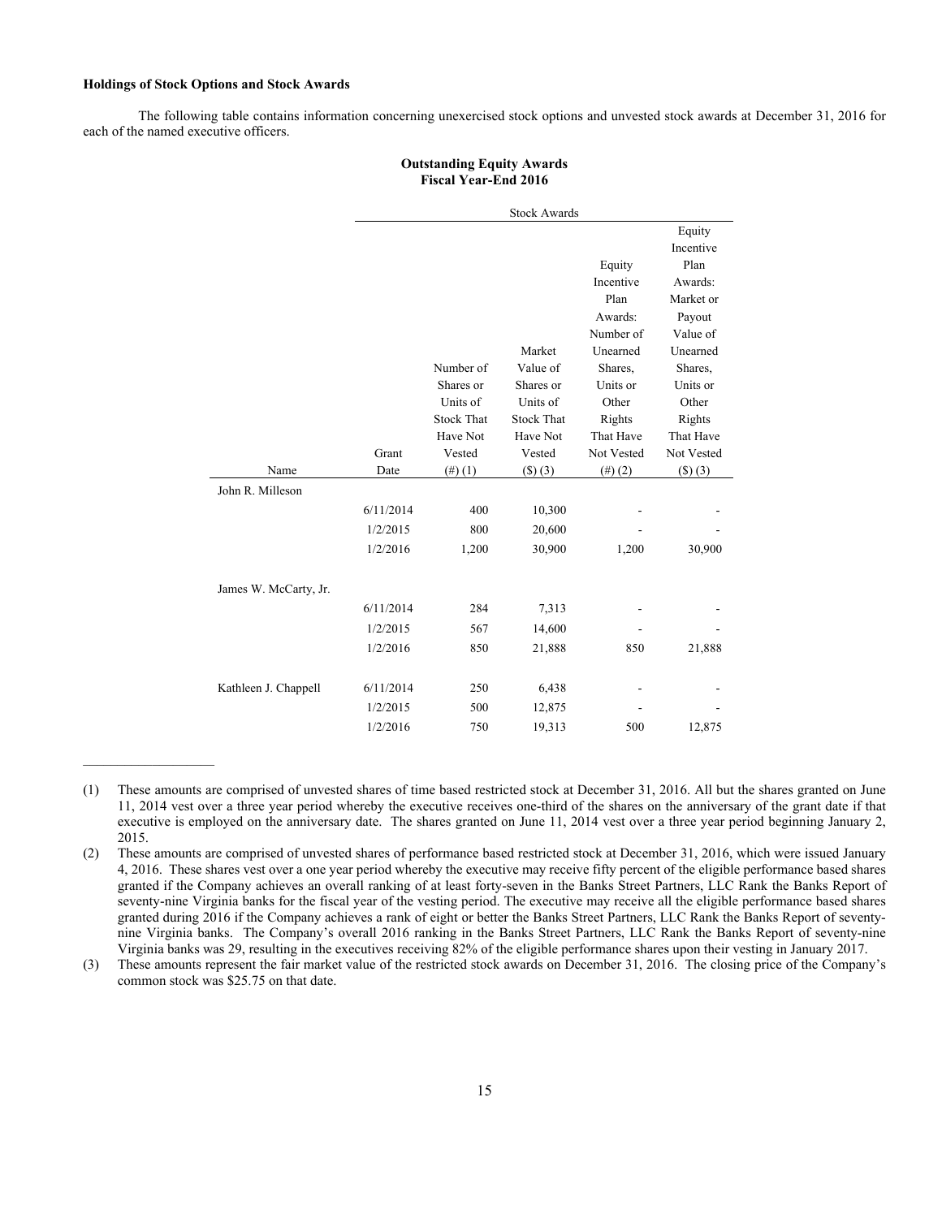**Holdings of Stock Options and Stock Awards**

The following table contains information concerning unexercised stock options and unvested stock awards at December 31, 2016 for each of the named executive officers.

**Outstanding Equity Awards**
**Fiscal Year-End 2016**

| | | Stock Awards | | | |
|---|---|---|---|---|---|
| Name | Grant Date | Number of Shares or Units of Stock That Have Not Vested (#) (1) | Market Value of Shares or Units of Stock That Have Not Vested ($) (3) | Equity Incentive Plan Awards: Number of Unearned Shares, Units or Other Rights That Have Not Vested (#) (2) | Equity Incentive Plan Awards: Market or Payout Value of Unearned Shares, Units or Other Rights That Have Not Vested ($) (3) |
| John R. Milleson | | | | | |
| | 6/11/2014 | 400 | 10,300 | - | - |
| | 1/2/2015 | 800 | 20,600 | - | - |
| | 1/2/2016 | 1,200 | 30,900 | 1,200 | 30,900 |
| James W. McCarty, Jr. | | | | | |
| | 6/11/2014 | 284 | 7,313 | - | - |
| | 1/2/2015 | 567 | 14,600 | - | - |
| | 1/2/2016 | 850 | 21,888 | 850 | 21,888 |
| Kathleen J. Chappell | 6/11/2014 | 250 | 6,438 | - | - |
| | 1/2/2015 | 500 | 12,875 | - | - |
| | 1/2/2016 | 750 | 19,313 | 500 | 12,875 |

---

(1) These amounts are comprised of unvested shares of time based restricted stock at December 31, 2016. All but the shares granted on June 11, 2014 vest over a three year period whereby the executive receives one-third of the shares on the anniversary of the grant date if that executive is employed on the anniversary date. The shares granted on June 11, 2014 vest over a three year period beginning January 2, 2015.

(2) These amounts are comprised of unvested shares of performance based restricted stock at December 31, 2016, which were issued January 4, 2016. These shares vest over a one year period whereby the executive may receive fifty percent of the eligible performance based shares granted if the Company achieves an overall ranking of at least forty-seven in the Banks Street Partners, LLC Rank the Banks Report of seventy-nine Virginia banks for the fiscal year of the vesting period. The executive may receive all the eligible performance based shares granted during 2016 if the Company achieves a rank of eight or better the Banks Street Partners, LLC Rank the Banks Report of seventy-nine Virginia banks. The Company's overall 2016 ranking in the Banks Street Partners, LLC Rank the Banks Report of seventy-nine Virginia banks was 29, resulting in the executives receiving 82% of the eligible performance shares upon their vesting in January 2017.

(3) These amounts represent the fair market value of the restricted stock awards on December 31, 2016. The closing price of the Company's common stock was $25.75 on that date.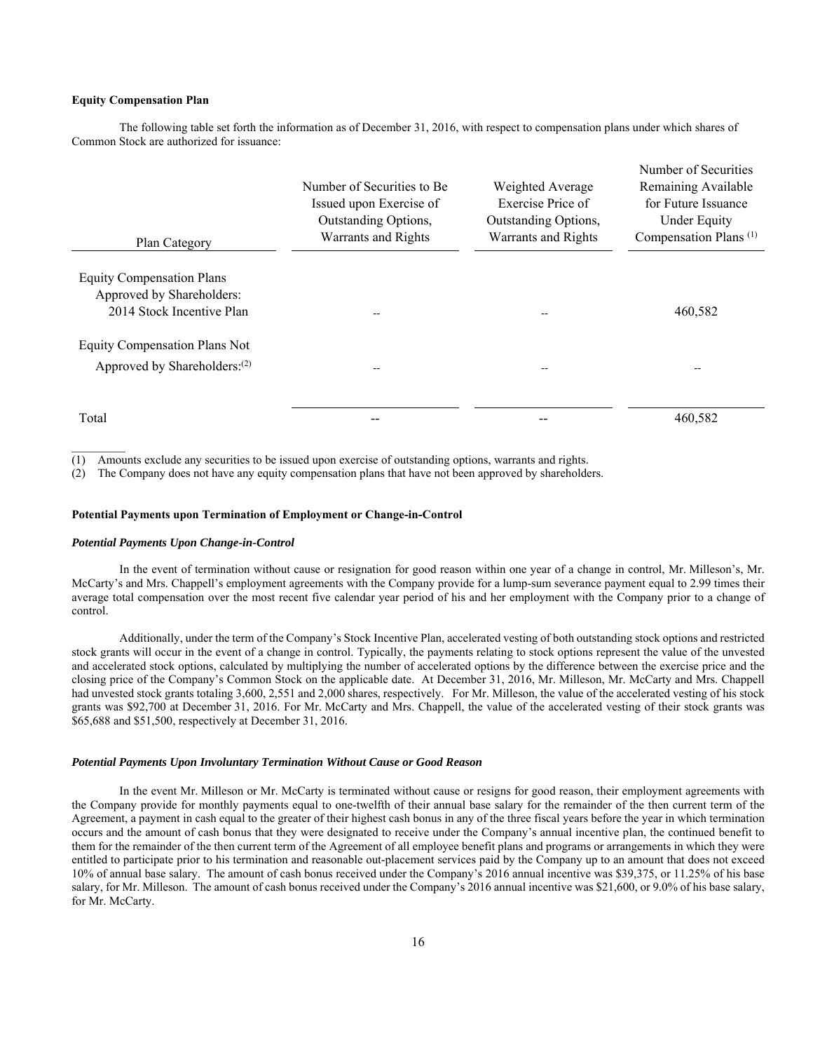**Equity Compensation Plan**

The following table set forth the information as of December 31, 2016, with respect to compensation plans under which shares of Common Stock are authorized for issuance:

| Plan Category | Number of Securities to Be Issued upon Exercise of Outstanding Options, Warrants and Rights | Weighted Average Exercise Price of Outstanding Options, Warrants and Rights | Number of Securities Remaining Available for Future Issuance Under Equity Compensation Plans [(1)] |
|---|---|---|---|
| Equity Compensation Plans Approved by Shareholders: 2014 Stock Incentive Plan | -- | -- | 460,582 |
| Equity Compensation Plans Not Approved by Shareholders:[(2)] | -- | -- | -- |
| Total | -- | -- | 460,582 |

(1) Amounts exclude any securities to be issued upon exercise of outstanding options, warrants and rights.

(2) The Company does not have any equity compensation plans that have not been approved by shareholders.

**Potential Payments upon Termination of Employment or Change-in-Control**

***Potential Payments Upon Change-in-Control***

In the event of termination without cause or resignation for good reason within one year of a change in control, Mr. Milleson's, Mr. McCarty's and Mrs. Chappell's employment agreements with the Company provide for a lump-sum severance payment equal to 2.99 times their average total compensation over the most recent five calendar year period of his and her employment with the Company prior to a change of control.

Additionally, under the term of the Company's Stock Incentive Plan, accelerated vesting of both outstanding stock options and restricted stock grants will occur in the event of a change in control. Typically, the payments relating to stock options represent the value of the unvested and accelerated stock options, calculated by multiplying the number of accelerated options by the difference between the exercise price and the closing price of the Company's Common Stock on the applicable date. At December 31, 2016, Mr. Milleson, Mr. McCarty and Mrs. Chappell had unvested stock grants totaling 3,600, 2,551 and 2,000 shares, respectively. For Mr. Milleson, the value of the accelerated vesting of his stock grants was $92,700 at December 31, 2016. For Mr. McCarty and Mrs. Chappell, the value of the accelerated vesting of their stock grants was $65,688 and $51,500, respectively at December 31, 2016.

***Potential Payments Upon Involuntary Termination Without Cause or Good Reason***

In the event Mr. Milleson or Mr. McCarty is terminated without cause or resigns for good reason, their employment agreements with the Company provide for monthly payments equal to one-twelfth of their annual base salary for the remainder of the then current term of the Agreement, a payment in cash equal to the greater of their highest cash bonus in any of the three fiscal years before the year in which termination occurs and the amount of cash bonus that they were designated to receive under the Company's annual incentive plan, the continued benefit to them for the remainder of the then current term of the Agreement of all employee benefit plans and programs or arrangements in which they were entitled to participate prior to his termination and reasonable out-placement services paid by the Company up to an amount that does not exceed 10% of annual base salary. The amount of cash bonus received under the Company's 2016 annual incentive was $39,375, or 11.25% of his base salary, for Mr. Milleson. The amount of cash bonus received under the Company's 2016 annual incentive was $21,600, or 9.0% of his base salary, for Mr. McCarty.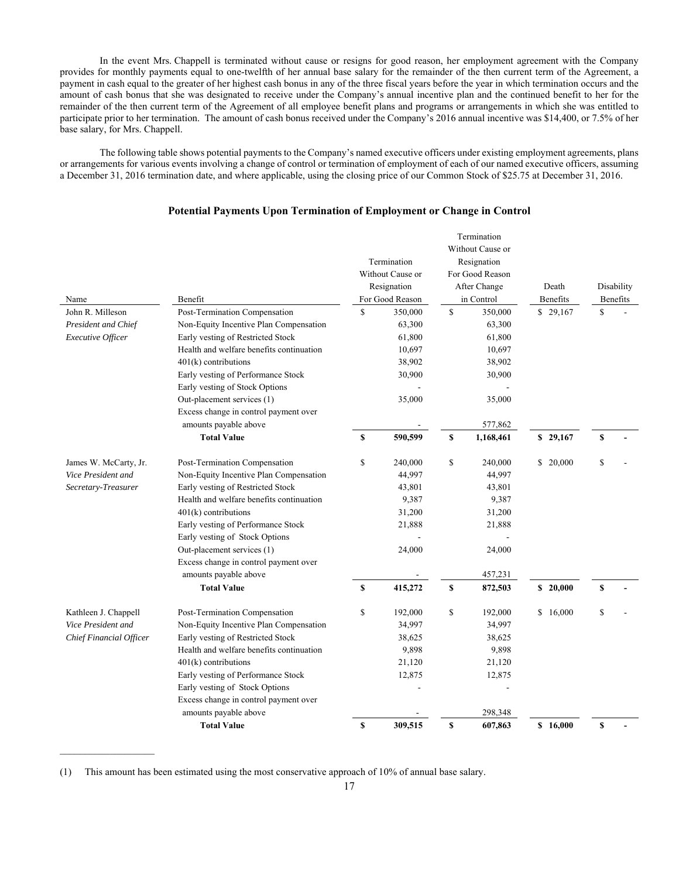In the event Mrs. Chappell is terminated without cause or resigns for good reason, her employment agreement with the Company provides for monthly payments equal to one-twelfth of her annual base salary for the remainder of the then current term of the Agreement, a payment in cash equal to the greater of her highest cash bonus in any of the three fiscal years before the year in which termination occurs and the amount of cash bonus that she was designated to receive under the Company's annual incentive plan and the continued benefit to her for the remainder of the then current term of the Agreement of all employee benefit plans and programs or arrangements in which she was entitled to participate prior to her termination. The amount of cash bonus received under the Company's 2016 annual incentive was $14,400, or 7.5% of her base salary, for Mrs. Chappell.

The following table shows potential payments to the Company's named executive officers under existing employment agreements, plans or arrangements for various events involving a change of control or termination of employment of each of our named executive officers, assuming a December 31, 2016 termination date, and where applicable, using the closing price of our Common Stock of $25.75 at December 31, 2016.

## Potential Payments Upon Termination of Employment or Change in Control

| Name | Benefit | Termination Without Cause or Resignation For Good Reason | Termination Without Cause or Resignation For Good Reason After Change in Control | Death Benefits | Disability Benefits |
|---|---|---|---|---|---|
| John R. Milleson | Post-Termination Compensation | $ 350,000 | $ 350,000 | $ 29,167 | $ - |
| *President and Chief* | Non-Equity Incentive Plan Compensation | 63,300 | 63,300 | | |
| *Executive Officer* | Early vesting of Restricted Stock | 61,800 | 61,800 | | |
| | Health and welfare benefits continuation | 10,697 | 10,697 | | |
| | 401(k) contributions | 38,902 | 38,902 | | |
| | Early vesting of Performance Stock | 30,900 | 30,900 | | |
| | Early vesting of Stock Options | - | - | | |
| | Out-placement services (1) | 35,000 | 35,000 | | |
| | Excess change in control payment over amounts payable above | - | 577,862 | | |
| | **Total Value** | **$ 590,599** | **$ 1,168,461** | **$ 29,167** | **$ -** |
| James W. McCarty, Jr. | Post-Termination Compensation | $ 240,000 | $ 240,000 | $ 20,000 | $ - |
| *Vice President and* | Non-Equity Incentive Plan Compensation | 44,997 | 44,997 | | |
| *Secretary-Treasurer* | Early vesting of Restricted Stock | 43,801 | 43,801 | | |
| | Health and welfare benefits continuation | 9,387 | 9,387 | | |
| | 401(k) contributions | 31,200 | 31,200 | | |
| | Early vesting of Performance Stock | 21,888 | 21,888 | | |
| | Early vesting of Stock Options | - | - | | |
| | Out-placement services (1) | 24,000 | 24,000 | | |
| | Excess change in control payment over amounts payable above | - | 457,231 | | |
| | **Total Value** | **$ 415,272** | **$ 872,503** | **$ 20,000** | **$ -** |
| Kathleen J. Chappell | Post-Termination Compensation | $ 192,000 | $ 192,000 | $ 16,000 | $ - |
| *Vice President and* | Non-Equity Incentive Plan Compensation | 34,997 | 34,997 | | |
| *Chief Financial Officer* | Early vesting of Restricted Stock | 38,625 | 38,625 | | |
| | Health and welfare benefits continuation | 9,898 | 9,898 | | |
| | 401(k) contributions | 21,120 | 21,120 | | |
| | Early vesting of Performance Stock | 12,875 | 12,875 | | |
| | Early vesting of Stock Options | - | - | | |
| | Excess change in control payment over amounts payable above | - | 298,348 | | |
| | **Total Value** | **$ 309,515** | **$ 607,863** | **$ 16,000** | **$ -** |

---

(1) This amount has been estimated using the most conservative approach of 10% of annual base salary.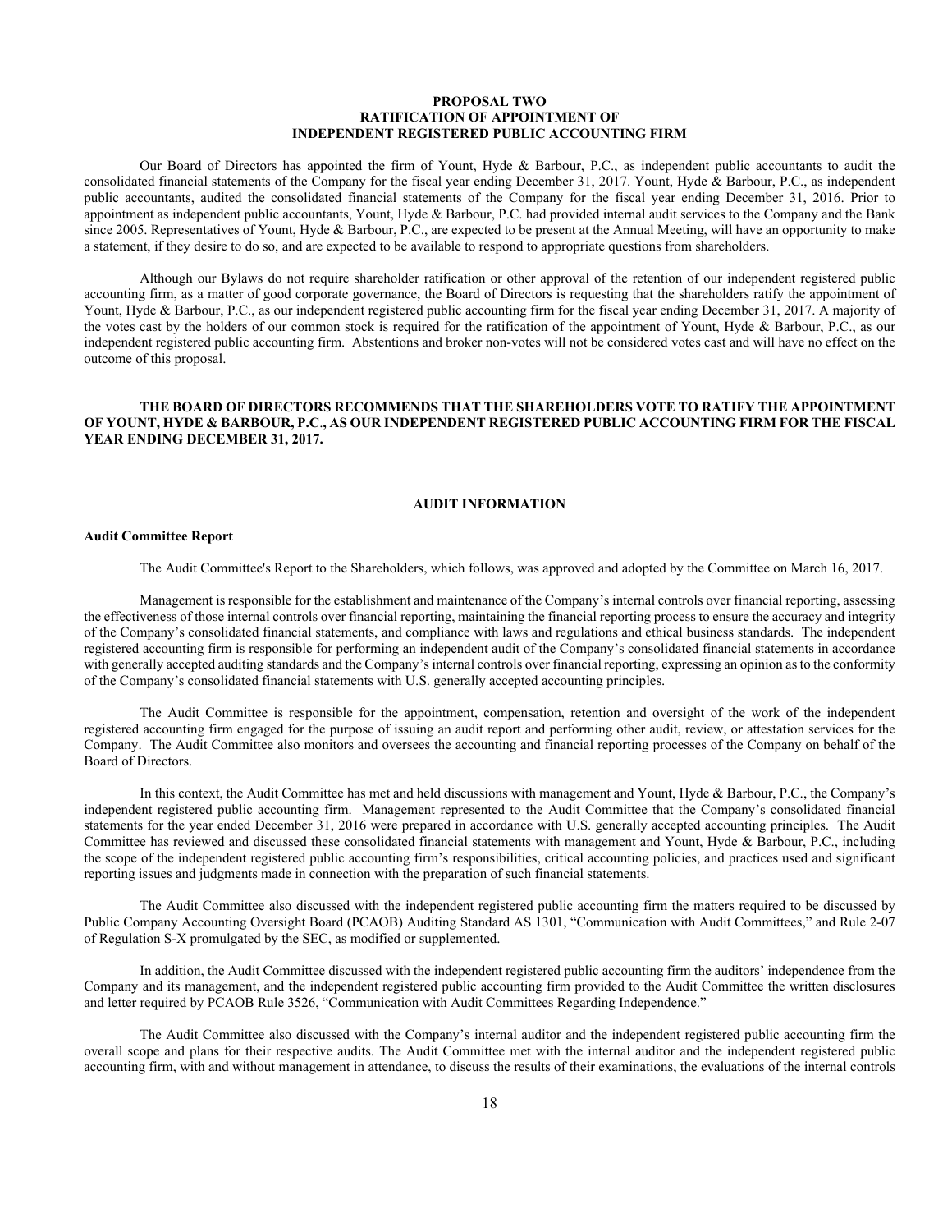## PROPOSAL TWO
## RATIFICATION OF APPOINTMENT OF
## INDEPENDENT REGISTERED PUBLIC ACCOUNTING FIRM

Our Board of Directors has appointed the firm of Yount, Hyde & Barbour, P.C., as independent public accountants to audit the consolidated financial statements of the Company for the fiscal year ending December 31, 2017. Yount, Hyde & Barbour, P.C., as independent public accountants, audited the consolidated financial statements of the Company for the fiscal year ending December 31, 2016. Prior to appointment as independent public accountants, Yount, Hyde & Barbour, P.C. had provided internal audit services to the Company and the Bank since 2005. Representatives of Yount, Hyde & Barbour, P.C., are expected to be present at the Annual Meeting, will have an opportunity to make a statement, if they desire to do so, and are expected to be available to respond to appropriate questions from shareholders.

Although our Bylaws do not require shareholder ratification or other approval of the retention of our independent registered public accounting firm, as a matter of good corporate governance, the Board of Directors is requesting that the shareholders ratify the appointment of Yount, Hyde & Barbour, P.C., as our independent registered public accounting firm for the fiscal year ending December 31, 2017. A majority of the votes cast by the holders of our common stock is required for the ratification of the appointment of Yount, Hyde & Barbour, P.C., as our independent registered public accounting firm. Abstentions and broker non-votes will not be considered votes cast and will have no effect on the outcome of this proposal.

**THE BOARD OF DIRECTORS RECOMMENDS THAT THE SHAREHOLDERS VOTE TO RATIFY THE APPOINTMENT OF YOUNT, HYDE & BARBOUR, P.C., AS OUR INDEPENDENT REGISTERED PUBLIC ACCOUNTING FIRM FOR THE FISCAL YEAR ENDING DECEMBER 31, 2017.**

## AUDIT INFORMATION

### Audit Committee Report

The Audit Committee's Report to the Shareholders, which follows, was approved and adopted by the Committee on March 16, 2017.

Management is responsible for the establishment and maintenance of the Company's internal controls over financial reporting, assessing the effectiveness of those internal controls over financial reporting, maintaining the financial reporting process to ensure the accuracy and integrity of the Company's consolidated financial statements, and compliance with laws and regulations and ethical business standards. The independent registered accounting firm is responsible for performing an independent audit of the Company's consolidated financial statements in accordance with generally accepted auditing standards and the Company's internal controls over financial reporting, expressing an opinion as to the conformity of the Company's consolidated financial statements with U.S. generally accepted accounting principles.

The Audit Committee is responsible for the appointment, compensation, retention and oversight of the work of the independent registered accounting firm engaged for the purpose of issuing an audit report and performing other audit, review, or attestation services for the Company. The Audit Committee also monitors and oversees the accounting and financial reporting processes of the Company on behalf of the Board of Directors.

In this context, the Audit Committee has met and held discussions with management and Yount, Hyde & Barbour, P.C., the Company's independent registered public accounting firm. Management represented to the Audit Committee that the Company's consolidated financial statements for the year ended December 31, 2016 were prepared in accordance with U.S. generally accepted accounting principles. The Audit Committee has reviewed and discussed these consolidated financial statements with management and Yount, Hyde & Barbour, P.C., including the scope of the independent registered public accounting firm's responsibilities, critical accounting policies, and practices used and significant reporting issues and judgments made in connection with the preparation of such financial statements.

The Audit Committee also discussed with the independent registered public accounting firm the matters required to be discussed by Public Company Accounting Oversight Board (PCAOB) Auditing Standard AS 1301, "Communication with Audit Committees," and Rule 2-07 of Regulation S-X promulgated by the SEC, as modified or supplemented.

In addition, the Audit Committee discussed with the independent registered public accounting firm the auditors' independence from the Company and its management, and the independent registered public accounting firm provided to the Audit Committee the written disclosures and letter required by PCAOB Rule 3526, "Communication with Audit Committees Regarding Independence."

The Audit Committee also discussed with the Company's internal auditor and the independent registered public accounting firm the overall scope and plans for their respective audits. The Audit Committee met with the internal auditor and the independent registered public accounting firm, with and without management in attendance, to discuss the results of their examinations, the evaluations of the internal controls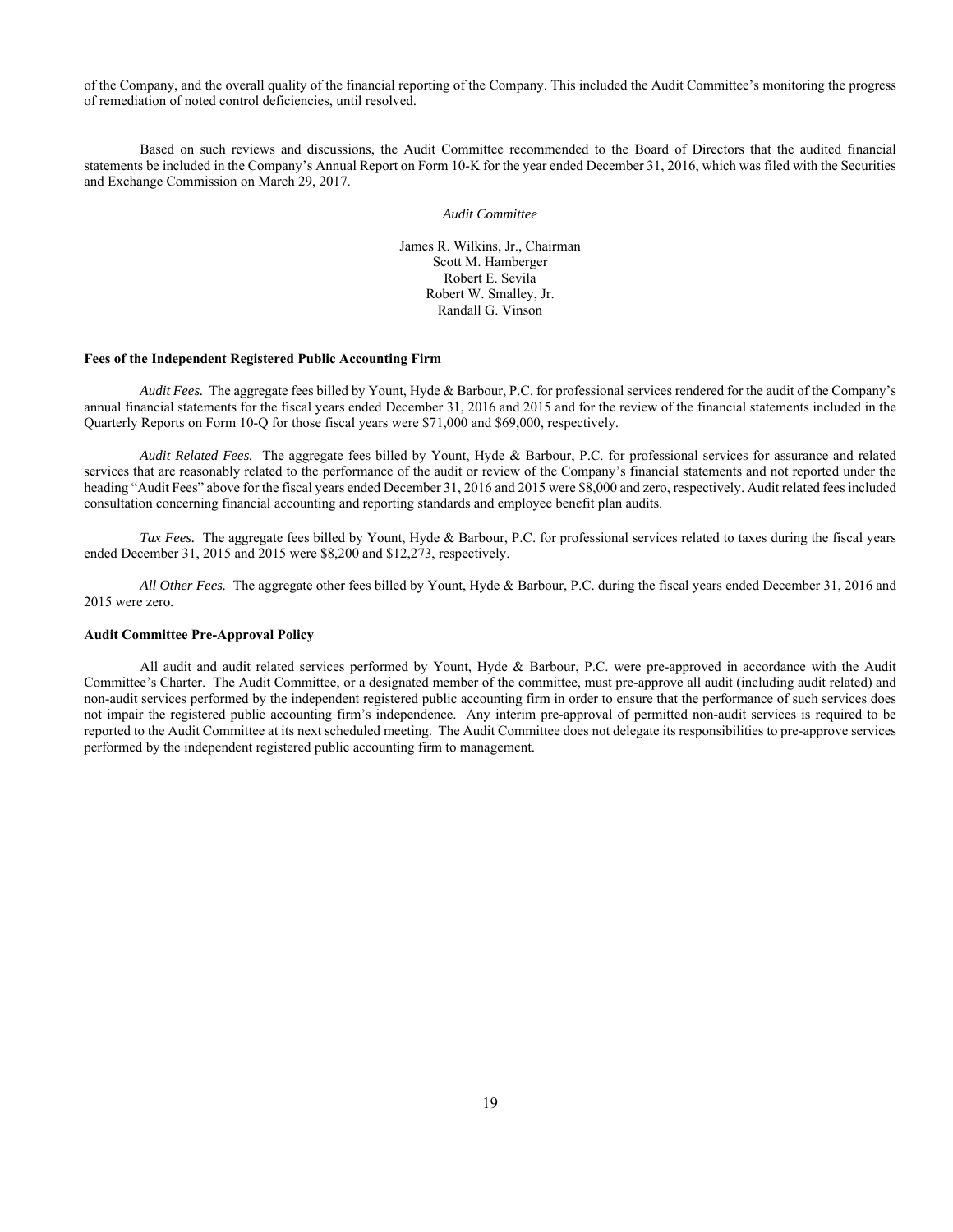of the Company, and the overall quality of the financial reporting of the Company. This included the Audit Committee's monitoring the progress of remediation of noted control deficiencies, until resolved.

Based on such reviews and discussions, the Audit Committee recommended to the Board of Directors that the audited financial statements be included in the Company's Annual Report on Form 10-K for the year ended December 31, 2016, which was filed with the Securities and Exchange Commission on March 29, 2017.

*Audit Committee*

James R. Wilkins, Jr., Chairman
Scott M. Hamberger
Robert E. Sevila
Robert W. Smalley, Jr.
Randall G. Vinson

**Fees of the Independent Registered Public Accounting Firm**

*Audit Fees.* The aggregate fees billed by Yount, Hyde & Barbour, P.C. for professional services rendered for the audit of the Company's annual financial statements for the fiscal years ended December 31, 2016 and 2015 and for the review of the financial statements included in the Quarterly Reports on Form 10-Q for those fiscal years were $71,000 and $69,000, respectively.

*Audit Related Fees.* The aggregate fees billed by Yount, Hyde & Barbour, P.C. for professional services for assurance and related services that are reasonably related to the performance of the audit or review of the Company's financial statements and not reported under the heading "Audit Fees" above for the fiscal years ended December 31, 2016 and 2015 were $8,000 and zero, respectively. Audit related fees included consultation concerning financial accounting and reporting standards and employee benefit plan audits.

*Tax Fees.* The aggregate fees billed by Yount, Hyde & Barbour, P.C. for professional services related to taxes during the fiscal years ended December 31, 2015 and 2015 were $8,200 and $12,273, respectively.

*All Other Fees.* The aggregate other fees billed by Yount, Hyde & Barbour, P.C. during the fiscal years ended December 31, 2016 and 2015 were zero.

**Audit Committee Pre-Approval Policy**

All audit and audit related services performed by Yount, Hyde & Barbour, P.C. were pre-approved in accordance with the Audit Committee's Charter. The Audit Committee, or a designated member of the committee, must pre-approve all audit (including audit related) and non-audit services performed by the independent registered public accounting firm in order to ensure that the performance of such services does not impair the registered public accounting firm's independence. Any interim pre-approval of permitted non-audit services is required to be reported to the Audit Committee at its next scheduled meeting. The Audit Committee does not delegate its responsibilities to pre-approve services performed by the independent registered public accounting firm to management.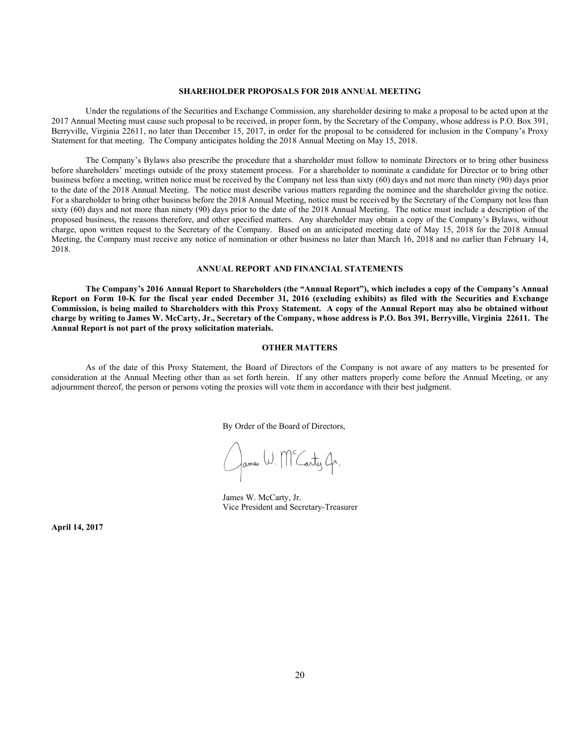## SHAREHOLDER PROPOSALS FOR 2018 ANNUAL MEETING

Under the regulations of the Securities and Exchange Commission, any shareholder desiring to make a proposal to be acted upon at the 2017 Annual Meeting must cause such proposal to be received, in proper form, by the Secretary of the Company, whose address is P.O. Box 391, Berryville, Virginia 22611, no later than December 15, 2017, in order for the proposal to be considered for inclusion in the Company's Proxy Statement for that meeting. The Company anticipates holding the 2018 Annual Meeting on May 15, 2018.

The Company's Bylaws also prescribe the procedure that a shareholder must follow to nominate Directors or to bring other business before shareholders' meetings outside of the proxy statement process. For a shareholder to nominate a candidate for Director or to bring other business before a meeting, written notice must be received by the Company not less than sixty (60) days and not more than ninety (90) days prior to the date of the 2018 Annual Meeting. The notice must describe various matters regarding the nominee and the shareholder giving the notice. For a shareholder to bring other business before the 2018 Annual Meeting, notice must be received by the Secretary of the Company not less than sixty (60) days and not more than ninety (90) days prior to the date of the 2018 Annual Meeting. The notice must include a description of the proposed business, the reasons therefore, and other specified matters. Any shareholder may obtain a copy of the Company's Bylaws, without charge, upon written request to the Secretary of the Company. Based on an anticipated meeting date of May 15, 2018 for the 2018 Annual Meeting, the Company must receive any notice of nomination or other business no later than March 16, 2018 and no earlier than February 14, 2018.

## ANNUAL REPORT AND FINANCIAL STATEMENTS

**The Company's 2016 Annual Report to Shareholders (the "Annual Report"), which includes a copy of the Company's Annual Report on Form 10-K for the fiscal year ended December 31, 2016 (excluding exhibits) as filed with the Securities and Exchange Commission, is being mailed to Shareholders with this Proxy Statement. A copy of the Annual Report may also be obtained without charge by writing to James W. McCarty, Jr., Secretary of the Company, whose address is P.O. Box 391, Berryville, Virginia 22611. The Annual Report is not part of the proxy solicitation materials.**

## OTHER MATTERS

As of the date of this Proxy Statement, the Board of Directors of the Company is not aware of any matters to be presented for consideration at the Annual Meeting other than as set forth herein. If any other matters properly come before the Annual Meeting, or any adjournment thereof, the person or persons voting the proxies will vote them in accordance with their best judgment.

By Order of the Board of Directors,

James W. McCarty, Jr.

James W. McCarty, Jr.
Vice President and Secretary-Treasurer

**April 14, 2017**